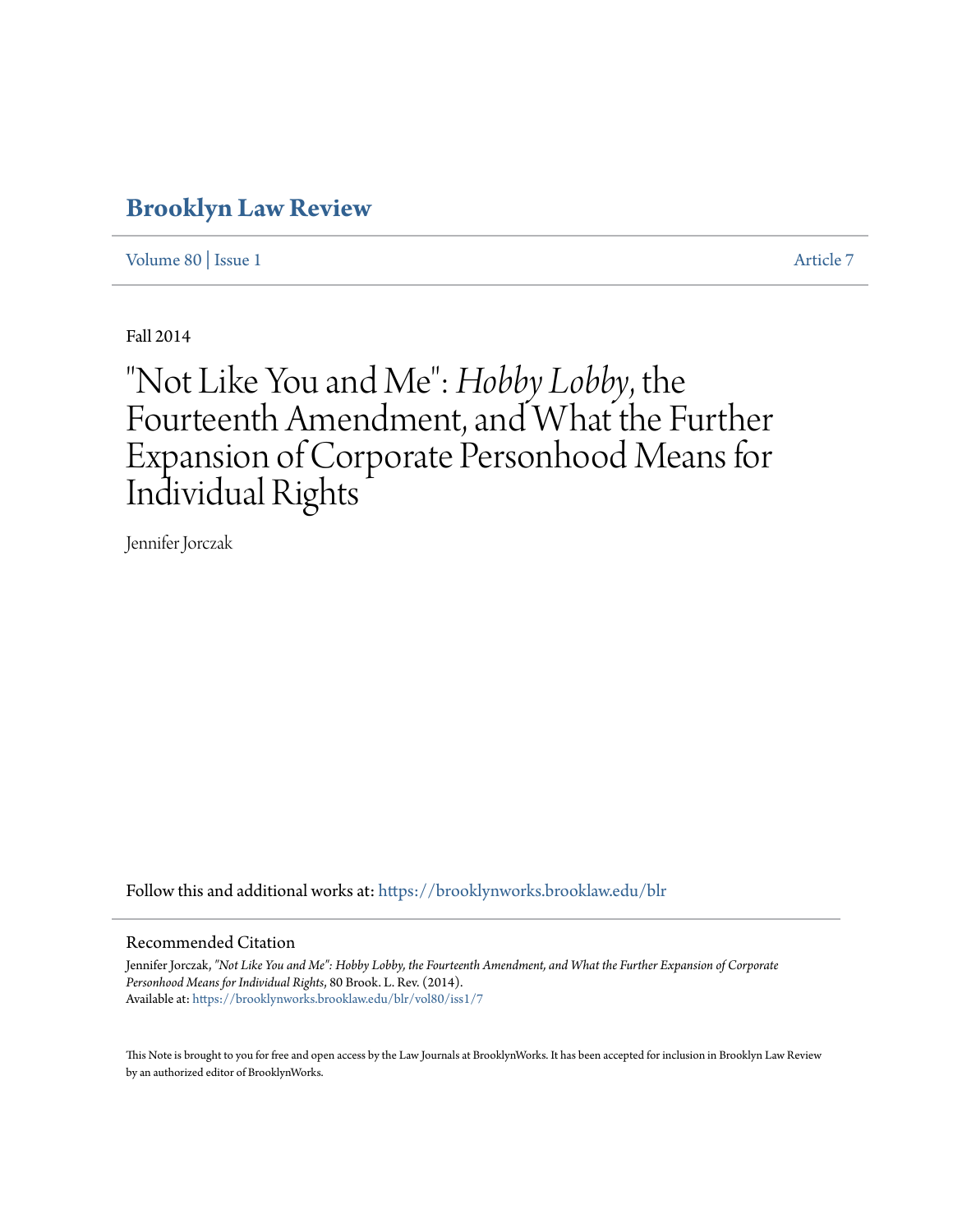# Brooklyn Law Review

Volume 80 | Issue 1 Article 7

Fall 2014

# "Not Like You and Me": *Hobby Lobby*, the Fourteenth Amendment, and What the Further Expansion of Corporate Personhood Means for Individual Rights

Jennifer Jorczak

Follow this and additional works at: https://brooklynworks.brooklaw.edu/blr

## Recommended Citation

Jennifer Jorczak, *"Not Like You and Me": Hobby Lobby, the Fourteenth Amendment, and What the Further Expansion of Corporate Personhood Means for Individual Rights*, 80 Brook. L. Rev. (2014).
Available at: https://brooklynworks.brooklaw.edu/blr/vol80/iss1/7

This Note is brought to you for free and open access by the Law Journals at BrooklynWorks. It has been accepted for inclusion in Brooklyn Law Review by an authorized editor of BrooklynWorks.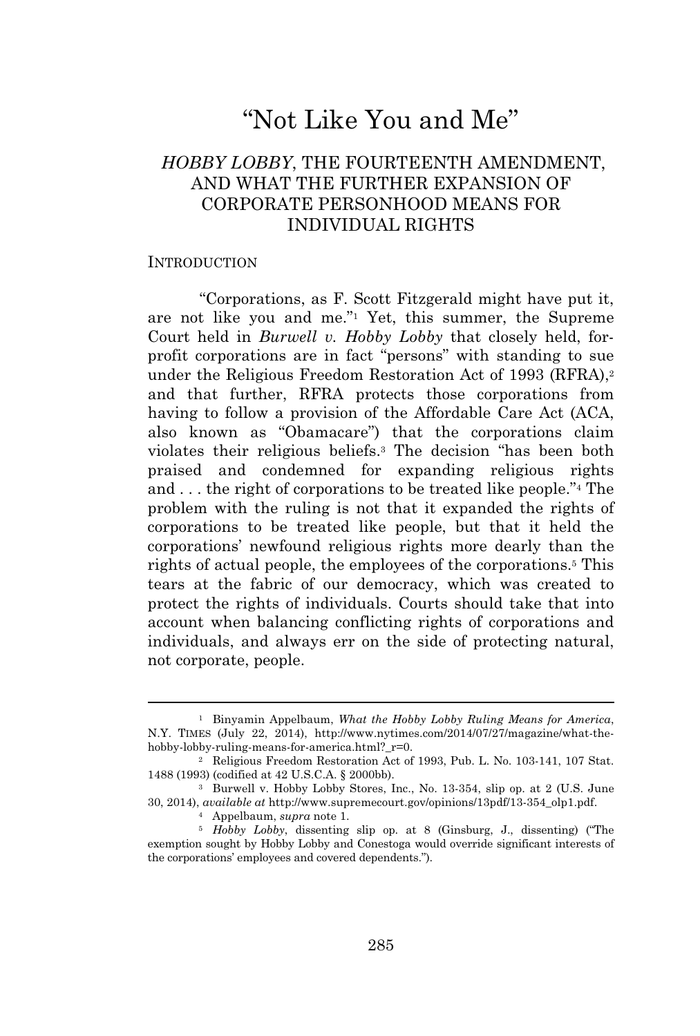# "Not Like You and Me"

## *HOBBY LOBBY*, THE FOURTEENTH AMENDMENT, AND WHAT THE FURTHER EXPANSION OF CORPORATE PERSONHOOD MEANS FOR INDIVIDUAL RIGHTS

### INTRODUCTION

"Corporations, as F. Scott Fitzgerald might have put it, are not like you and me."[1] Yet, this summer, the Supreme Court held in *Burwell v. Hobby Lobby* that closely held, for-profit corporations are in fact "persons" with standing to sue under the Religious Freedom Restoration Act of 1993 (RFRA),[2] and that further, RFRA protects those corporations from having to follow a provision of the Affordable Care Act (ACA, also known as "Obamacare") that the corporations claim violates their religious beliefs.[3] The decision "has been both praised and condemned for expanding religious rights and . . . the right of corporations to be treated like people."[4] The problem with the ruling is not that it expanded the rights of corporations to be treated like people, but that it held the corporations' newfound religious rights more dearly than the rights of actual people, the employees of the corporations.[5] This tears at the fabric of our democracy, which was created to protect the rights of individuals. Courts should take that into account when balancing conflicting rights of corporations and individuals, and always err on the side of protecting natural, not corporate, people.

---

[1] Binyamin Appelbaum, *What the Hobby Lobby Ruling Means for America*, N.Y. TIMES (July 22, 2014), http://www.nytimes.com/2014/07/27/magazine/what-the-hobby-lobby-ruling-means-for-america.html?_r=0.

[2] Religious Freedom Restoration Act of 1993, Pub. L. No. 103-141, 107 Stat. 1488 (1993) (codified at 42 U.S.C.A. § 2000bb).

[3] Burwell v. Hobby Lobby Stores, Inc., No. 13-354, slip op. at 2 (U.S. June 30, 2014), *available at* http://www.supremecourt.gov/opinions/13pdf/13-354_olp1.pdf.

[4] Appelbaum, *supra* note 1.

[5] *Hobby Lobby*, dissenting slip op. at 8 (Ginsburg, J., dissenting) ("The exemption sought by Hobby Lobby and Conestoga would override significant interests of the corporations' employees and covered dependents.").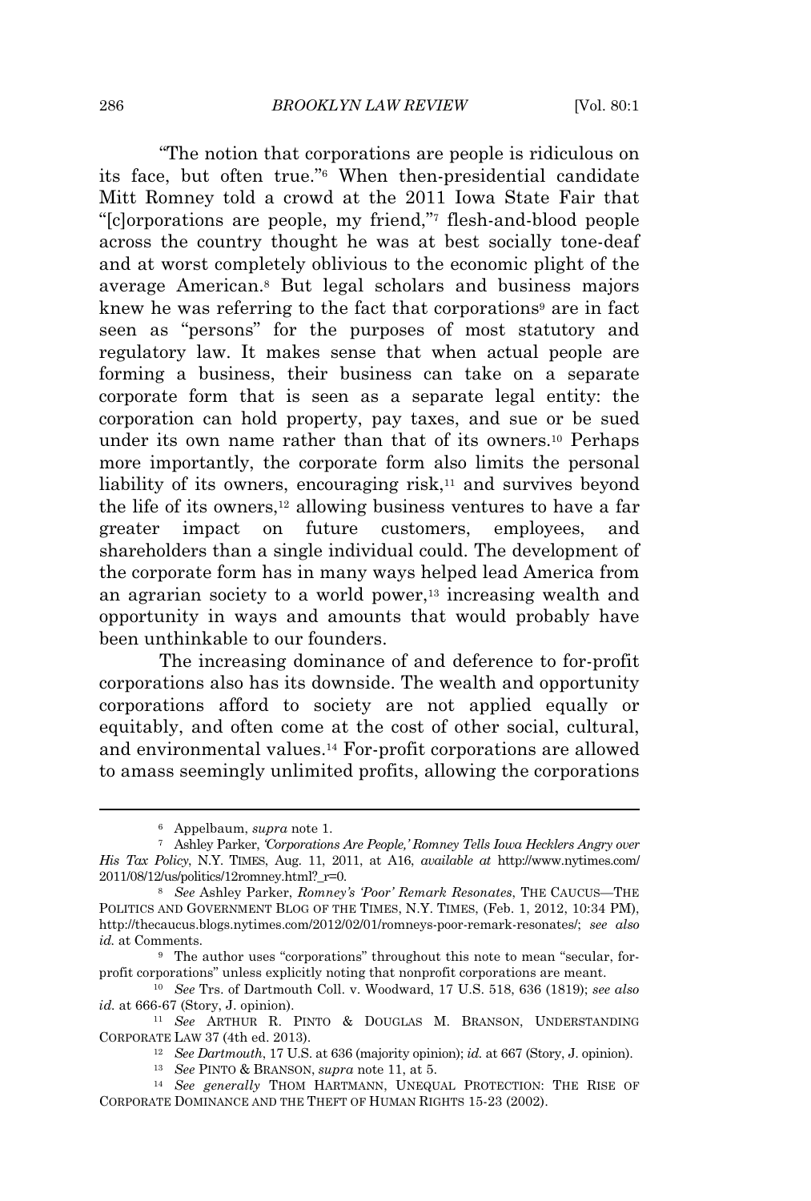"The notion that corporations are people is ridiculous on its face, but often true."[6] When then-presidential candidate Mitt Romney told a crowd at the 2011 Iowa State Fair that "[c]orporations are people, my friend,"[7] flesh-and-blood people across the country thought he was at best socially tone-deaf and at worst completely oblivious to the economic plight of the average American.[8] But legal scholars and business majors knew he was referring to the fact that corporations[9] are in fact seen as "persons" for the purposes of most statutory and regulatory law. It makes sense that when actual people are forming a business, their business can take on a separate corporate form that is seen as a separate legal entity: the corporation can hold property, pay taxes, and sue or be sued under its own name rather than that of its owners.[10] Perhaps more importantly, the corporate form also limits the personal liability of its owners, encouraging risk,[11] and survives beyond the life of its owners,[12] allowing business ventures to have a far greater impact on future customers, employees, and shareholders than a single individual could. The development of the corporate form has in many ways helped lead America from an agrarian society to a world power,[13] increasing wealth and opportunity in ways and amounts that would probably have been unthinkable to our founders.

The increasing dominance of and deference to for-profit corporations also has its downside. The wealth and opportunity corporations afford to society are not applied equally or equitably, and often come at the cost of other social, cultural, and environmental values.[14] For-profit corporations are allowed to amass seemingly unlimited profits, allowing the corporations

---

[6] Appelbaum, *supra* note 1.

[7] Ashley Parker, *'Corporations Are People,' Romney Tells Iowa Hecklers Angry over His Tax Policy*, N.Y. TIMES, Aug. 11, 2011, at A16, *available at* http://www.nytimes.com/2011/08/12/us/politics/12romney.html?_r=0.

[8] *See* Ashley Parker, *Romney's 'Poor' Remark Resonates*, THE CAUCUS—THE POLITICS AND GOVERNMENT BLOG OF THE TIMES, N.Y. TIMES, (Feb. 1, 2012, 10:34 PM), http://thecaucus.blogs.nytimes.com/2012/02/01/romneys-poor-remark-resonates/; *see also id.* at Comments.

[9] The author uses "corporations" throughout this note to mean "secular, for-profit corporations" unless explicitly noting that nonprofit corporations are meant.

[10] *See* Trs. of Dartmouth Coll. v. Woodward, 17 U.S. 518, 636 (1819); *see also id.* at 666-67 (Story, J. opinion).

[11] *See* ARTHUR R. PINTO & DOUGLAS M. BRANSON, UNDERSTANDING CORPORATE LAW 37 (4th ed. 2013).

[12] *See Dartmouth*, 17 U.S. at 636 (majority opinion); *id.* at 667 (Story, J. opinion).

[13] *See* PINTO & BRANSON, *supra* note 11, at 5.

[14] *See generally* THOM HARTMANN, UNEQUAL PROTECTION: THE RISE OF CORPORATE DOMINANCE AND THE THEFT OF HUMAN RIGHTS 15-23 (2002).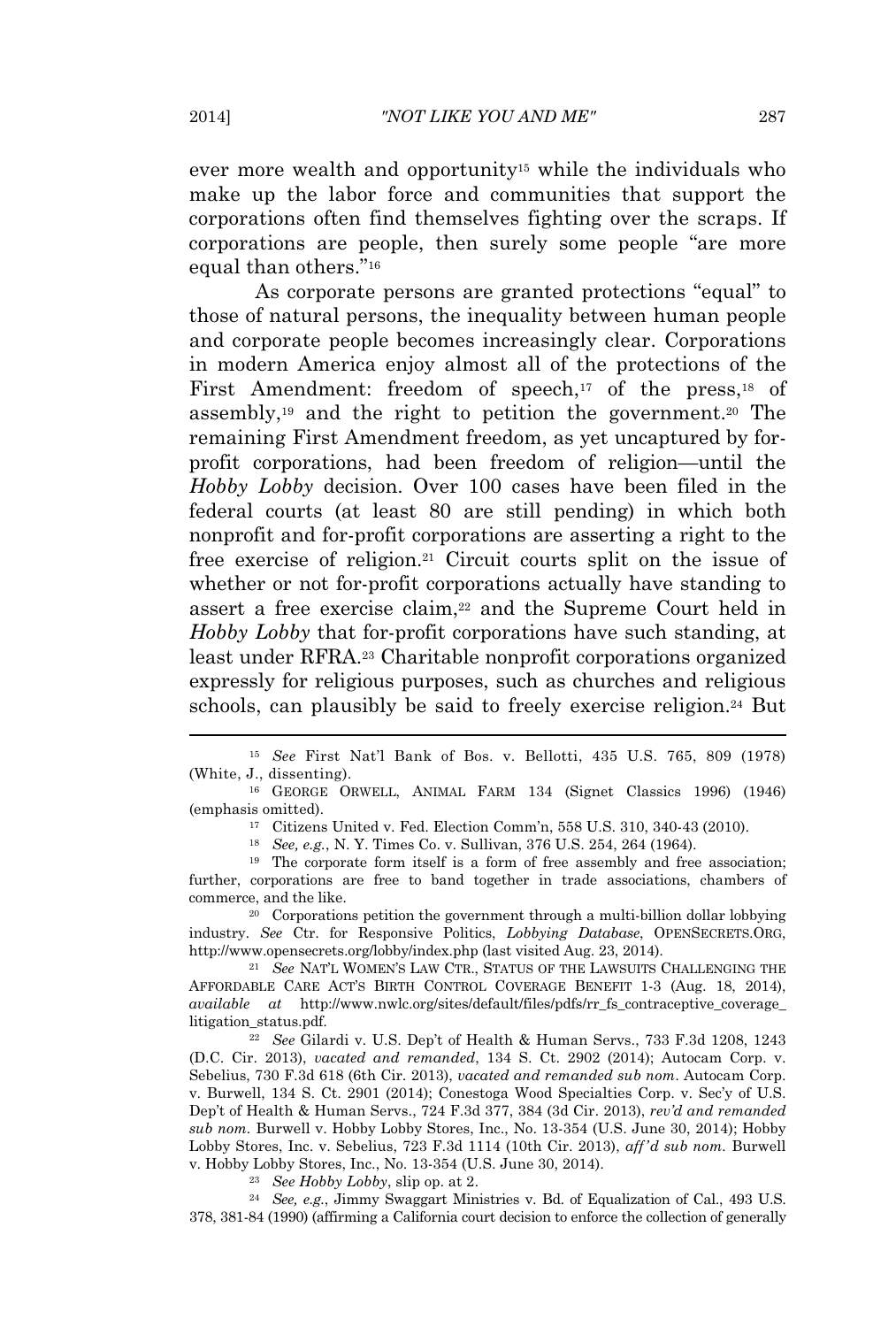ever more wealth and opportunity[15] while the individuals who make up the labor force and communities that support the corporations often find themselves fighting over the scraps. If corporations are people, then surely some people "are more equal than others."[16]

As corporate persons are granted protections "equal" to those of natural persons, the inequality between human people and corporate people becomes increasingly clear. Corporations in modern America enjoy almost all of the protections of the First Amendment: freedom of speech,[17] of the press,[18] of assembly,[19] and the right to petition the government.[20] The remaining First Amendment freedom, as yet uncaptured by for-profit corporations, had been freedom of religion—until the *Hobby Lobby* decision. Over 100 cases have been filed in the federal courts (at least 80 are still pending) in which both nonprofit and for-profit corporations are asserting a right to the free exercise of religion.[21] Circuit courts split on the issue of whether or not for-profit corporations actually have standing to assert a free exercise claim,[22] and the Supreme Court held in *Hobby Lobby* that for-profit corporations have such standing, at least under RFRA.[23] Charitable nonprofit corporations organized expressly for religious purposes, such as churches and religious schools, can plausibly be said to freely exercise religion.[24] But

---

[15] *See* First Nat'l Bank of Bos. v. Bellotti, 435 U.S. 765, 809 (1978) (White, J., dissenting).

[16] GEORGE ORWELL, ANIMAL FARM 134 (Signet Classics 1996) (1946) (emphasis omitted).

[17] Citizens United v. Fed. Election Comm'n, 558 U.S. 310, 340-43 (2010).

[18] *See, e.g.*, N. Y. Times Co. v. Sullivan, 376 U.S. 254, 264 (1964).

[19] The corporate form itself is a form of free assembly and free association; further, corporations are free to band together in trade associations, chambers of commerce, and the like.

[20] Corporations petition the government through a multi-billion dollar lobbying industry. *See* Ctr. for Responsive Politics, *Lobbying Database*, OPENSECRETS.ORG, http://www.opensecrets.org/lobby/index.php (last visited Aug. 23, 2014).

[21] *See* NAT'L WOMEN'S LAW CTR., STATUS OF THE LAWSUITS CHALLENGING THE AFFORDABLE CARE ACT'S BIRTH CONTROL COVERAGE BENEFIT 1-3 (Aug. 18, 2014), *available at* http://www.nwlc.org/sites/default/files/pdfs/rr_fs_contraceptive_coverage_litigation_status.pdf.

[22] *See* Gilardi v. U.S. Dep't of Health & Human Servs., 733 F.3d 1208, 1243 (D.C. Cir. 2013), *vacated and remanded*, 134 S. Ct. 2902 (2014); Autocam Corp. v. Sebelius, 730 F.3d 618 (6th Cir. 2013), *vacated and remanded sub nom.* Autocam Corp. v. Burwell, 134 S. Ct. 2901 (2014); Conestoga Wood Specialties Corp. v. Sec'y of U.S. Dep't of Health & Human Servs., 724 F.3d 377, 384 (3d Cir. 2013), *rev'd and remanded sub nom.* Burwell v. Hobby Lobby Stores, Inc., No. 13-354 (U.S. June 30, 2014); Hobby Lobby Stores, Inc. v. Sebelius, 723 F.3d 1114 (10th Cir. 2013), *aff'd sub nom.* Burwell v. Hobby Lobby Stores, Inc., No. 13-354 (U.S. June 30, 2014).

[23] *See Hobby Lobby*, slip op. at 2.

[24] *See, e.g.*, Jimmy Swaggart Ministries v. Bd. of Equalization of Cal., 493 U.S. 378, 381-84 (1990) (affirming a California court decision to enforce the collection of generally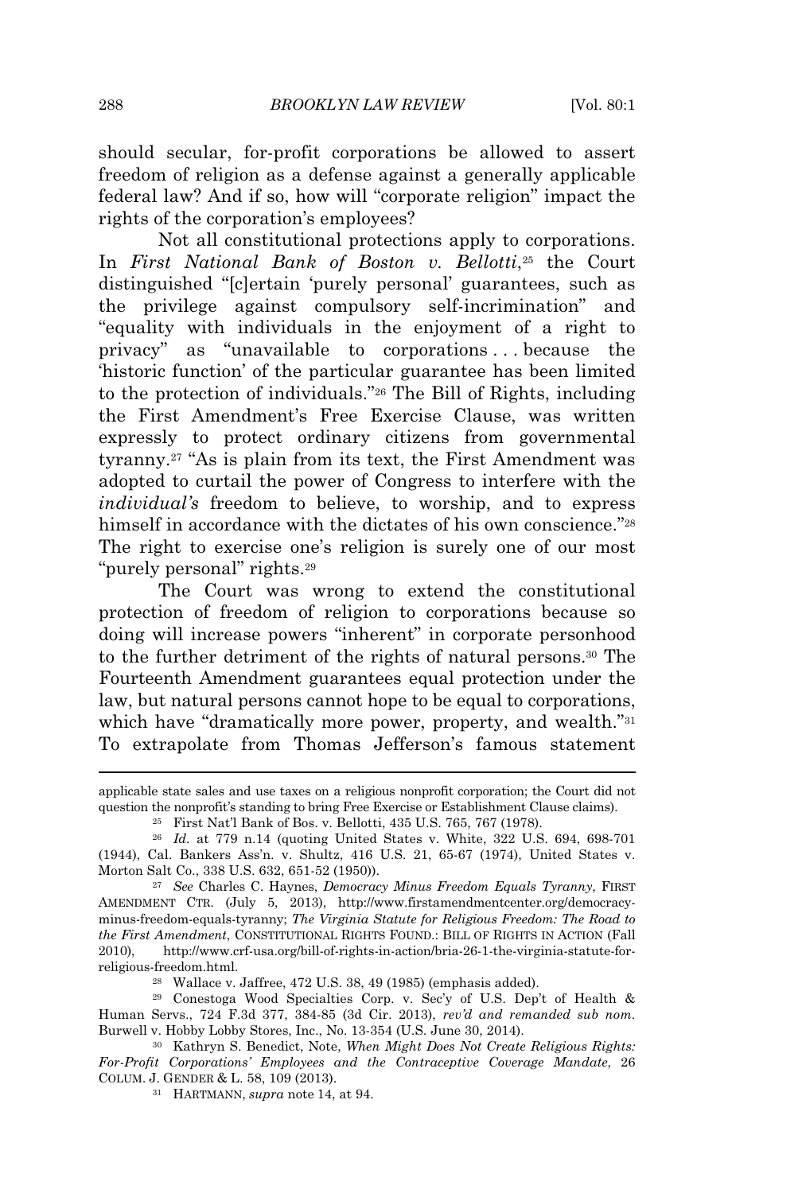should secular, for-profit corporations be allowed to assert freedom of religion as a defense against a generally applicable federal law? And if so, how will "corporate religion" impact the rights of the corporation's employees?

Not all constitutional protections apply to corporations. In *First National Bank of Boston v. Bellotti*,[25] the Court distinguished "[c]ertain 'purely personal' guarantees, such as the privilege against compulsory self-incrimination" and "equality with individuals in the enjoyment of a right to privacy" as "unavailable to corporations . . . because the 'historic function' of the particular guarantee has been limited to the protection of individuals."[26] The Bill of Rights, including the First Amendment's Free Exercise Clause, was written expressly to protect ordinary citizens from governmental tyranny.[27] "As is plain from its text, the First Amendment was adopted to curtail the power of Congress to interfere with the *individual's* freedom to believe, to worship, and to express himself in accordance with the dictates of his own conscience."[28] The right to exercise one's religion is surely one of our most "purely personal" rights.[29]

The Court was wrong to extend the constitutional protection of freedom of religion to corporations because so doing will increase powers "inherent" in corporate personhood to the further detriment of the rights of natural persons.[30] The Fourteenth Amendment guarantees equal protection under the law, but natural persons cannot hope to be equal to corporations, which have "dramatically more power, property, and wealth."[31] To extrapolate from Thomas Jefferson's famous statement

---

applicable state sales and use taxes on a religious nonprofit corporation; the Court did not question the nonprofit's standing to bring Free Exercise or Establishment Clause claims).

[25] First Nat'l Bank of Bos. v. Bellotti, 435 U.S. 765, 767 (1978).

[26] *Id.* at 779 n.14 (quoting United States v. White, 322 U.S. 694, 698-701 (1944), Cal. Bankers Ass'n. v. Shultz, 416 U.S. 21, 65-67 (1974), United States v. Morton Salt Co., 338 U.S. 632, 651-52 (1950)).

[27] *See* Charles C. Haynes, *Democracy Minus Freedom Equals Tyranny*, FIRST AMENDMENT CTR. (July 5, 2013), http://www.firstamendmentcenter.org/democracy-minus-freedom-equals-tyranny; *The Virginia Statute for Religious Freedom: The Road to the First Amendment*, CONSTITUTIONAL RIGHTS FOUND.: BILL OF RIGHTS IN ACTION (Fall 2010), http://www.crf-usa.org/bill-of-rights-in-action/bria-26-1-the-virginia-statute-for-religious-freedom.html.

[28] Wallace v. Jaffree, 472 U.S. 38, 49 (1985) (emphasis added).

[29] Conestoga Wood Specialties Corp. v. Sec'y of U.S. Dep't of Health & Human Servs., 724 F.3d 377, 384-85 (3d Cir. 2013), *rev'd and remanded sub nom.* Burwell v. Hobby Lobby Stores, Inc., No. 13-354 (U.S. June 30, 2014).

[30] Kathryn S. Benedict, Note, *When Might Does Not Create Religious Rights: For-Profit Corporations' Employees and the Contraceptive Coverage Mandate*, 26 COLUM. J. GENDER & L. 58, 109 (2013).

[31] HARTMANN, *supra* note 14, at 94.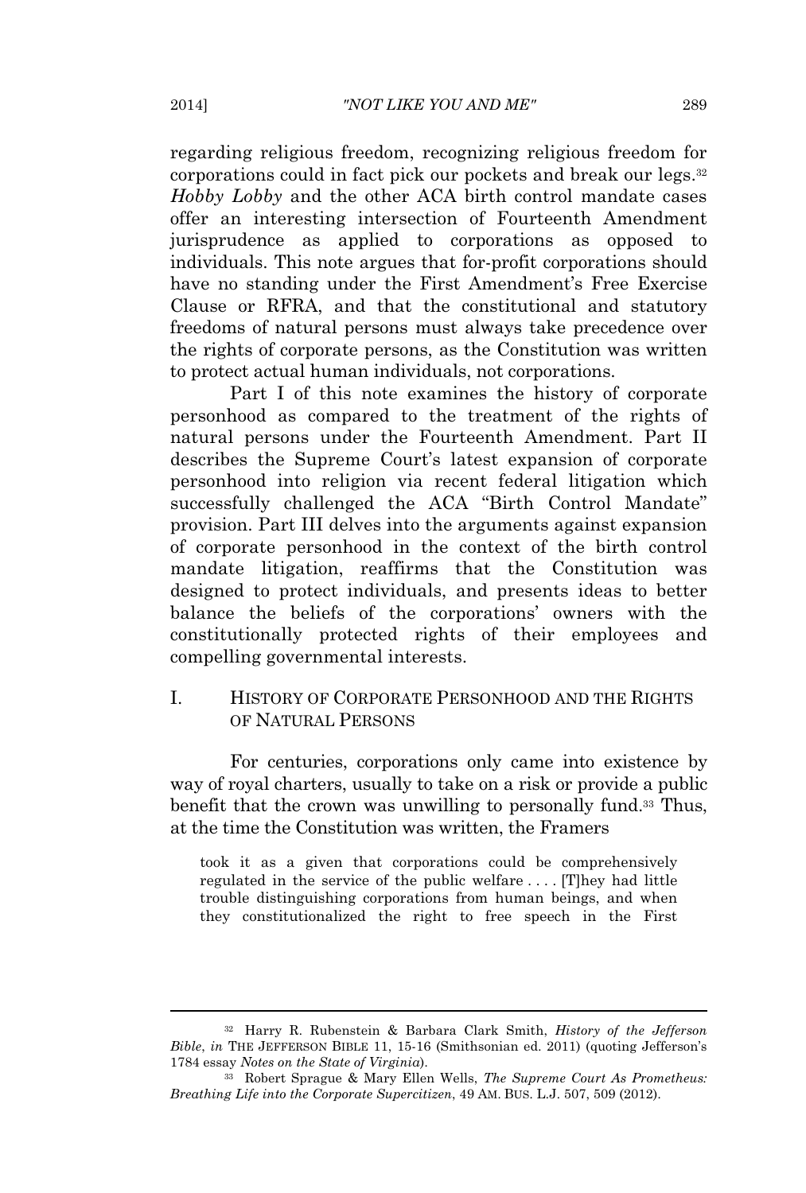regarding religious freedom, recognizing religious freedom for corporations could in fact pick our pockets and break our legs.[32] *Hobby Lobby* and the other ACA birth control mandate cases offer an interesting intersection of Fourteenth Amendment jurisprudence as applied to corporations as opposed to individuals. This note argues that for-profit corporations should have no standing under the First Amendment's Free Exercise Clause or RFRA, and that the constitutional and statutory freedoms of natural persons must always take precedence over the rights of corporate persons, as the Constitution was written to protect actual human individuals, not corporations.

Part I of this note examines the history of corporate personhood as compared to the treatment of the rights of natural persons under the Fourteenth Amendment. Part II describes the Supreme Court's latest expansion of corporate personhood into religion via recent federal litigation which successfully challenged the ACA "Birth Control Mandate" provision. Part III delves into the arguments against expansion of corporate personhood in the context of the birth control mandate litigation, reaffirms that the Constitution was designed to protect individuals, and presents ideas to better balance the beliefs of the corporations' owners with the constitutionally protected rights of their employees and compelling governmental interests.

## I. HISTORY OF CORPORATE PERSONHOOD AND THE RIGHTS OF NATURAL PERSONS

For centuries, corporations only came into existence by way of royal charters, usually to take on a risk or provide a public benefit that the crown was unwilling to personally fund.[33] Thus, at the time the Constitution was written, the Framers

> took it as a given that corporations could be comprehensively regulated in the service of the public welfare . . . . [T]hey had little trouble distinguishing corporations from human beings, and when they constitutionalized the right to free speech in the First

---

[32] Harry R. Rubenstein & Barbara Clark Smith, *History of the Jefferson Bible*, *in* THE JEFFERSON BIBLE 11, 15-16 (Smithsonian ed. 2011) (quoting Jefferson's 1784 essay *Notes on the State of Virginia*).

[33] Robert Sprague & Mary Ellen Wells, *The Supreme Court As Prometheus: Breathing Life into the Corporate Supercitizen*, 49 AM. BUS. L.J. 507, 509 (2012).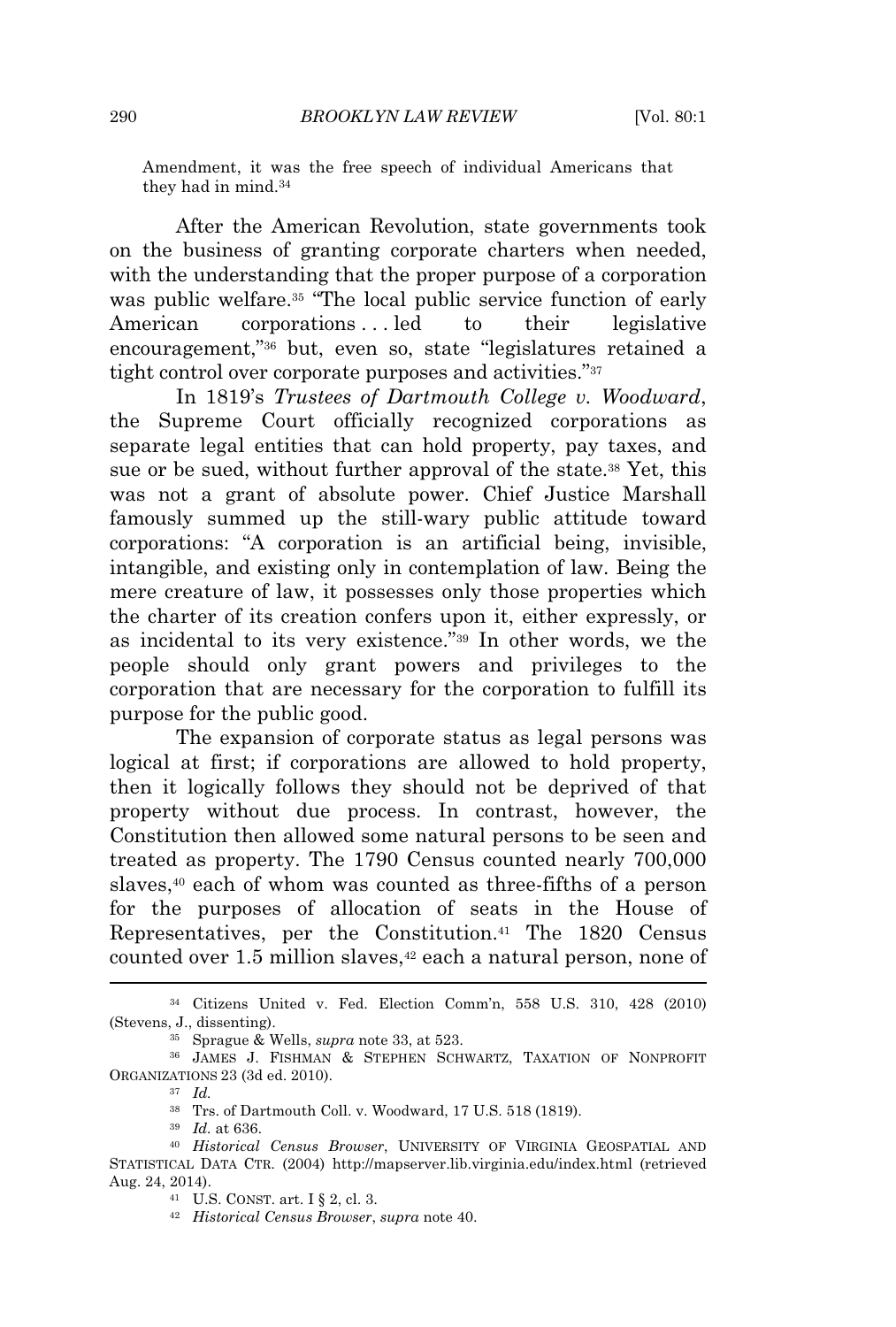Amendment, it was the free speech of individual Americans that they had in mind.[34]

After the American Revolution, state governments took on the business of granting corporate charters when needed, with the understanding that the proper purpose of a corporation was public welfare.[35] "The local public service function of early American corporations . . . led to their legislative encouragement,"[36] but, even so, state "legislatures retained a tight control over corporate purposes and activities."[37]

In 1819's *Trustees of Dartmouth College v. Woodward*, the Supreme Court officially recognized corporations as separate legal entities that can hold property, pay taxes, and sue or be sued, without further approval of the state.[38] Yet, this was not a grant of absolute power. Chief Justice Marshall famously summed up the still-wary public attitude toward corporations: "A corporation is an artificial being, invisible, intangible, and existing only in contemplation of law. Being the mere creature of law, it possesses only those properties which the charter of its creation confers upon it, either expressly, or as incidental to its very existence."[39] In other words, we the people should only grant powers and privileges to the corporation that are necessary for the corporation to fulfill its purpose for the public good.

The expansion of corporate status as legal persons was logical at first; if corporations are allowed to hold property, then it logically follows they should not be deprived of that property without due process. In contrast, however, the Constitution then allowed some natural persons to be seen and treated as property. The 1790 Census counted nearly 700,000 slaves,[40] each of whom was counted as three-fifths of a person for the purposes of allocation of seats in the House of Representatives, per the Constitution.[41] The 1820 Census counted over 1.5 million slaves,[42] each a natural person, none of

---

[34] Citizens United v. Fed. Election Comm'n, 558 U.S. 310, 428 (2010) (Stevens, J., dissenting).

[35] Sprague & Wells, *supra* note 33, at 523.

[36] JAMES J. FISHMAN & STEPHEN SCHWARTZ, TAXATION OF NONPROFIT ORGANIZATIONS 23 (3d ed. 2010).

[37] *Id.*

[38] Trs. of Dartmouth Coll. v. Woodward, 17 U.S. 518 (1819).

[39] *Id.* at 636.

[40] *Historical Census Browser*, UNIVERSITY OF VIRGINIA GEOSPATIAL AND STATISTICAL DATA CTR. (2004) http://mapserver.lib.virginia.edu/index.html (retrieved Aug. 24, 2014).

[41] U.S. CONST. art. I § 2, cl. 3.

[42] *Historical Census Browser*, *supra* note 40.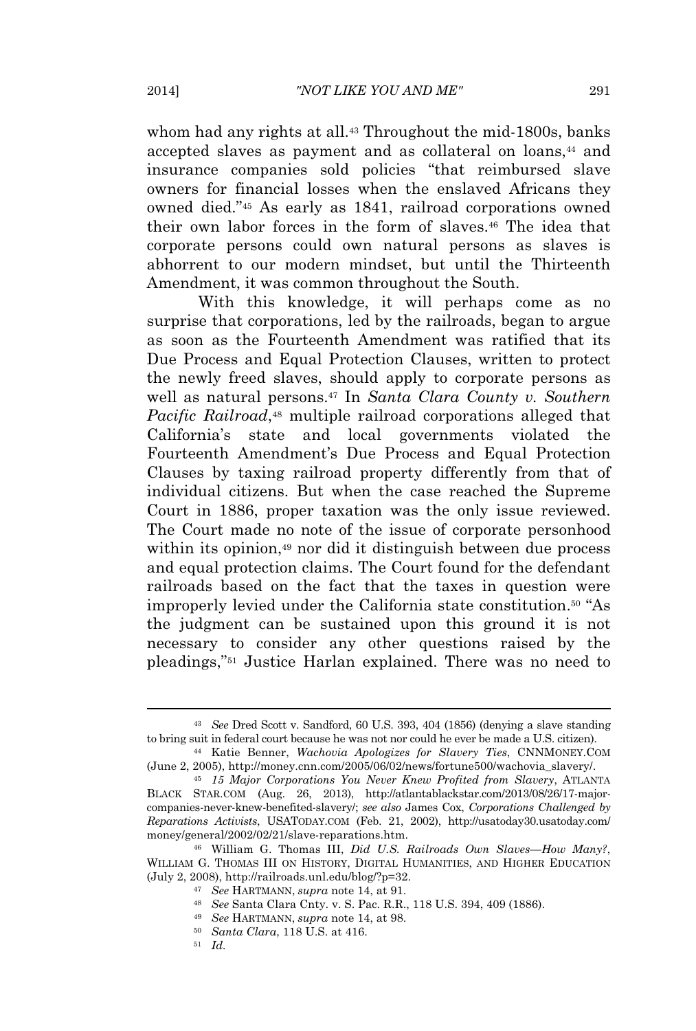whom had any rights at all.[43] Throughout the mid-1800s, banks accepted slaves as payment and as collateral on loans,[44] and insurance companies sold policies "that reimbursed slave owners for financial losses when the enslaved Africans they owned died."[45] As early as 1841, railroad corporations owned their own labor forces in the form of slaves.[46] The idea that corporate persons could own natural persons as slaves is abhorrent to our modern mindset, but until the Thirteenth Amendment, it was common throughout the South.

With this knowledge, it will perhaps come as no surprise that corporations, led by the railroads, began to argue as soon as the Fourteenth Amendment was ratified that its Due Process and Equal Protection Clauses, written to protect the newly freed slaves, should apply to corporate persons as well as natural persons.[47] In *Santa Clara County v. Southern Pacific Railroad*,[48] multiple railroad corporations alleged that California's state and local governments violated the Fourteenth Amendment's Due Process and Equal Protection Clauses by taxing railroad property differently from that of individual citizens. But when the case reached the Supreme Court in 1886, proper taxation was the only issue reviewed. The Court made no note of the issue of corporate personhood within its opinion,[49] nor did it distinguish between due process and equal protection claims. The Court found for the defendant railroads based on the fact that the taxes in question were improperly levied under the California state constitution.[50] "As the judgment can be sustained upon this ground it is not necessary to consider any other questions raised by the pleadings,"[51] Justice Harlan explained. There was no need to

---

[43] *See* Dred Scott v. Sandford, 60 U.S. 393, 404 (1856) (denying a slave standing to bring suit in federal court because he was not nor could he ever be made a U.S. citizen).

[44] Katie Benner, *Wachovia Apologizes for Slavery Ties*, CNNMONEY.COM (June 2, 2005), http://money.cnn.com/2005/06/02/news/fortune500/wachovia_slavery/.

[45] *15 Major Corporations You Never Knew Profited from Slavery*, ATLANTA BLACK STAR.COM (Aug. 26, 2013), http://atlantablackstar.com/2013/08/26/17-major-companies-never-knew-benefited-slavery/; *see also* James Cox, *Corporations Challenged by Reparations Activists*, USATODAY.COM (Feb. 21, 2002), http://usatoday30.usatoday.com/money/general/2002/02/21/slave-reparations.htm.

[46] William G. Thomas III, *Did U.S. Railroads Own Slaves—How Many?*, WILLIAM G. THOMAS III ON HISTORY, DIGITAL HUMANITIES, AND HIGHER EDUCATION (July 2, 2008), http://railroads.unl.edu/blog/?p=32.

[47] *See* HARTMANN, *supra* note 14, at 91.

[48] *See* Santa Clara Cnty. v. S. Pac. R.R., 118 U.S. 394, 409 (1886).

[49] *See* HARTMANN, *supra* note 14, at 98.

[50] *Santa Clara*, 118 U.S. at 416.

[51] *Id.*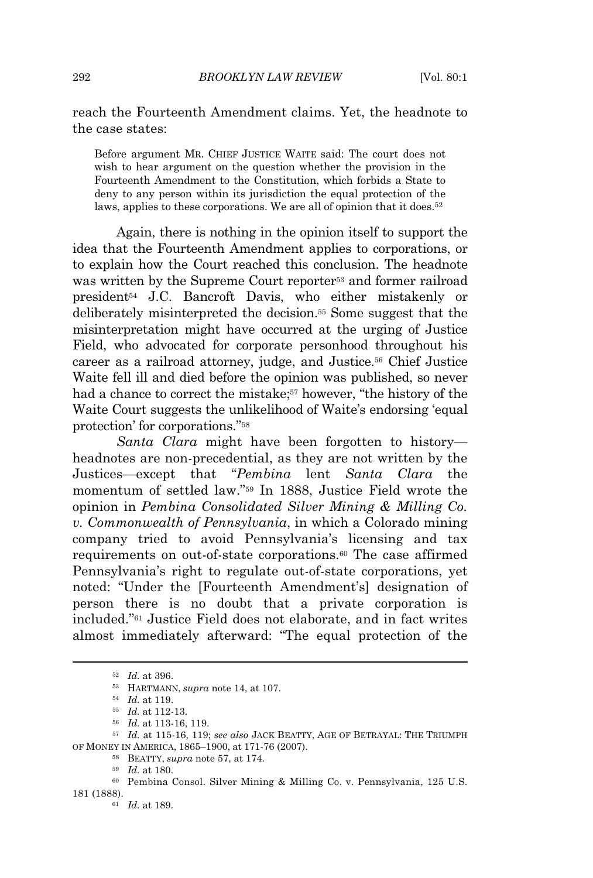reach the Fourteenth Amendment claims. Yet, the headnote to the case states:

> Before argument MR. CHIEF JUSTICE WAITE said: The court does not wish to hear argument on the question whether the provision in the Fourteenth Amendment to the Constitution, which forbids a State to deny to any person within its jurisdiction the equal protection of the laws, applies to these corporations. We are all of opinion that it does.[52]

Again, there is nothing in the opinion itself to support the idea that the Fourteenth Amendment applies to corporations, or to explain how the Court reached this conclusion. The headnote was written by the Supreme Court reporter[53] and former railroad president[54] J.C. Bancroft Davis, who either mistakenly or deliberately misinterpreted the decision.[55] Some suggest that the misinterpretation might have occurred at the urging of Justice Field, who advocated for corporate personhood throughout his career as a railroad attorney, judge, and Justice.[56] Chief Justice Waite fell ill and died before the opinion was published, so never had a chance to correct the mistake;[57] however, "the history of the Waite Court suggests the unlikelihood of Waite's endorsing 'equal protection' for corporations."[58]

*Santa Clara* might have been forgotten to history—headnotes are non-precedential, as they are not written by the Justices—except that "*Pembina* lent *Santa Clara* the momentum of settled law."[59] In 1888, Justice Field wrote the opinion in *Pembina Consolidated Silver Mining & Milling Co. v. Commonwealth of Pennsylvania*, in which a Colorado mining company tried to avoid Pennsylvania's licensing and tax requirements on out-of-state corporations.[60] The case affirmed Pennsylvania's right to regulate out-of-state corporations, yet noted: "Under the [Fourteenth Amendment's] designation of person there is no doubt that a private corporation is included."[61] Justice Field does not elaborate, and in fact writes almost immediately afterward: "The equal protection of the

---

[52] *Id.* at 396.

[53] HARTMANN, *supra* note 14, at 107.

[54] *Id.* at 119.

[55] *Id.* at 112-13.

[56] *Id.* at 113-16, 119.

[57] *Id.* at 115-16, 119; *see also* JACK BEATTY, AGE OF BETRAYAL: THE TRIUMPH OF MONEY IN AMERICA, 1865–1900, at 171-76 (2007).

[58] BEATTY, *supra* note 57, at 174.

[59] *Id.* at 180.

[60] Pembina Consol. Silver Mining & Milling Co. v. Pennsylvania, 125 U.S. 181 (1888).

[61] *Id.* at 189.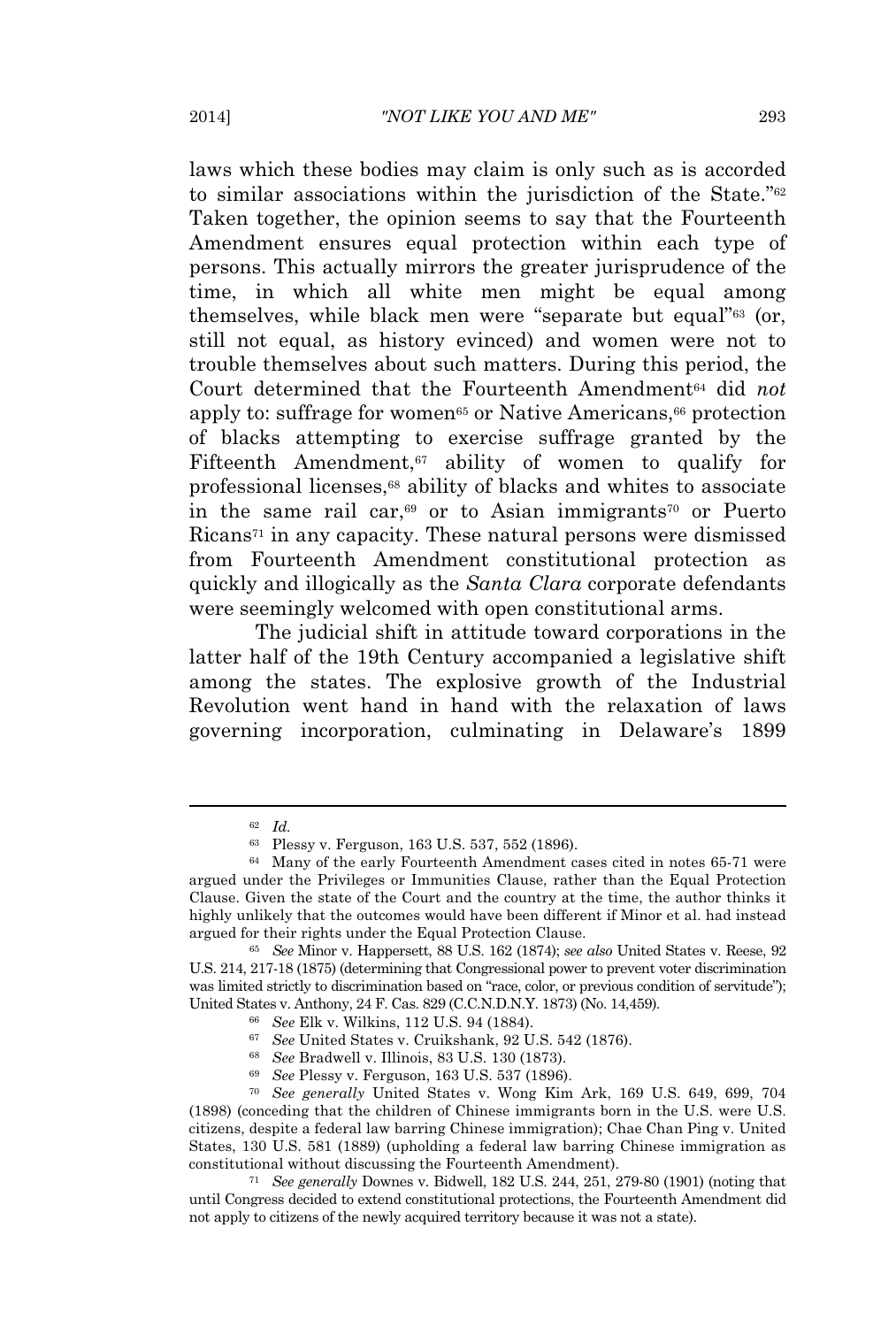laws which these bodies may claim is only such as is accorded to similar associations within the jurisdiction of the State."[62] Taken together, the opinion seems to say that the Fourteenth Amendment ensures equal protection within each type of persons. This actually mirrors the greater jurisprudence of the time, in which all white men might be equal among themselves, while black men were "separate but equal"[63] (or, still not equal, as history evinced) and women were not to trouble themselves about such matters. During this period, the Court determined that the Fourteenth Amendment[64] did *not* apply to: suffrage for women[65] or Native Americans,[66] protection of blacks attempting to exercise suffrage granted by the Fifteenth Amendment,[67] ability of women to qualify for professional licenses,[68] ability of blacks and whites to associate in the same rail car,[69] or to Asian immigrants[70] or Puerto Ricans[71] in any capacity. These natural persons were dismissed from Fourteenth Amendment constitutional protection as quickly and illogically as the *Santa Clara* corporate defendants were seemingly welcomed with open constitutional arms.

The judicial shift in attitude toward corporations in the latter half of the 19th Century accompanied a legislative shift among the states. The explosive growth of the Industrial Revolution went hand in hand with the relaxation of laws governing incorporation, culminating in Delaware's 1899

---

[62] *Id.*

[63] Plessy v. Ferguson, 163 U.S. 537, 552 (1896).

[64] Many of the early Fourteenth Amendment cases cited in notes 65-71 were argued under the Privileges or Immunities Clause, rather than the Equal Protection Clause. Given the state of the Court and the country at the time, the author thinks it highly unlikely that the outcomes would have been different if Minor et al. had instead argued for their rights under the Equal Protection Clause.

[65] *See* Minor v. Happersett, 88 U.S. 162 (1874); *see also* United States v. Reese, 92 U.S. 214, 217-18 (1875) (determining that Congressional power to prevent voter discrimination was limited strictly to discrimination based on "race, color, or previous condition of servitude"); United States v. Anthony, 24 F. Cas. 829 (C.C.N.D.N.Y. 1873) (No. 14,459).

[66] *See* Elk v. Wilkins, 112 U.S. 94 (1884).

[67] *See* United States v. Cruikshank, 92 U.S. 542 (1876).

[68] *See* Bradwell v. Illinois, 83 U.S. 130 (1873).

[69] *See* Plessy v. Ferguson, 163 U.S. 537 (1896).

[70] *See generally* United States v. Wong Kim Ark, 169 U.S. 649, 699, 704 (1898) (conceding that the children of Chinese immigrants born in the U.S. were U.S. citizens, despite a federal law barring Chinese immigration); Chae Chan Ping v. United States, 130 U.S. 581 (1889) (upholding a federal law barring Chinese immigration as constitutional without discussing the Fourteenth Amendment).

[71] *See generally* Downes v. Bidwell, 182 U.S. 244, 251, 279-80 (1901) (noting that until Congress decided to extend constitutional protections, the Fourteenth Amendment did not apply to citizens of the newly acquired territory because it was not a state).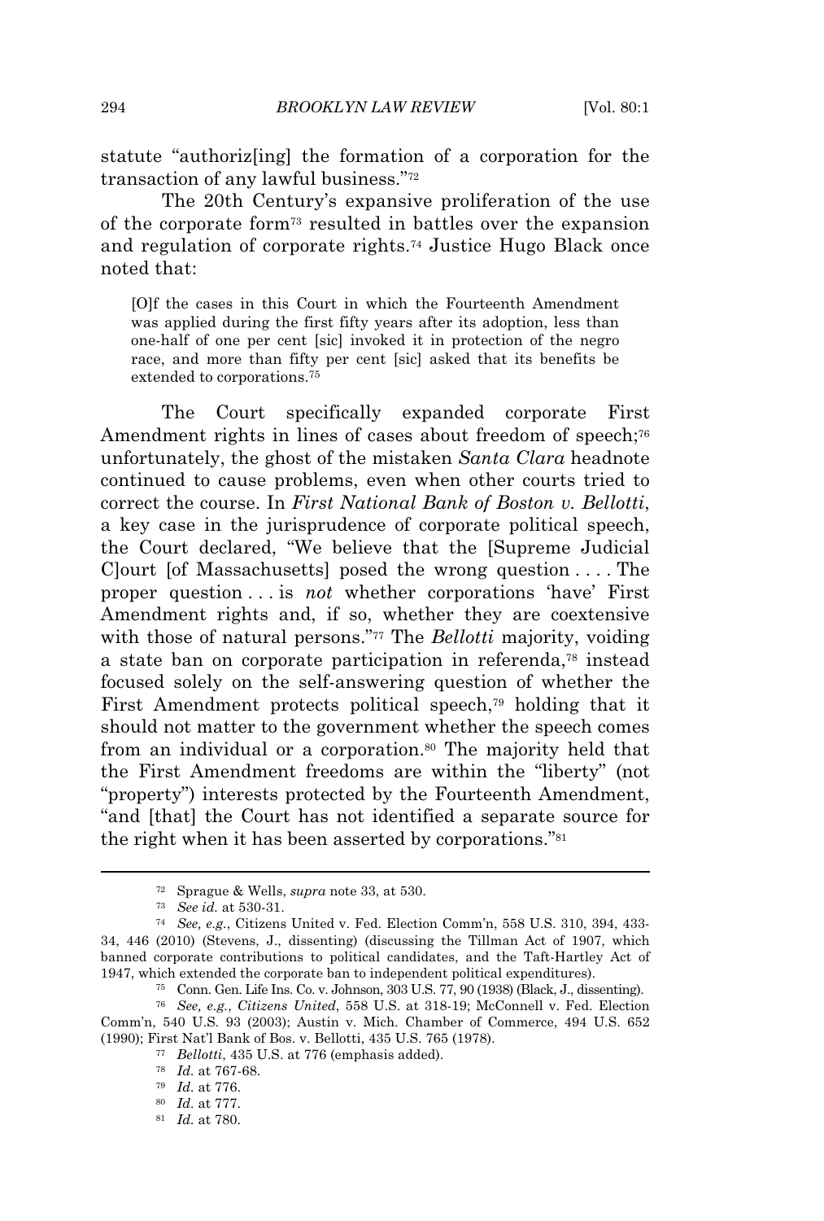statute "authoriz[ing] the formation of a corporation for the transaction of any lawful business."[72]

The 20th Century's expansive proliferation of the use of the corporate form[73] resulted in battles over the expansion and regulation of corporate rights.[74] Justice Hugo Black once noted that:

> [O]f the cases in this Court in which the Fourteenth Amendment was applied during the first fifty years after its adoption, less than one-half of one per cent [sic] invoked it in protection of the negro race, and more than fifty per cent [sic] asked that its benefits be extended to corporations.[75]

The Court specifically expanded corporate First Amendment rights in lines of cases about freedom of speech;[76] unfortunately, the ghost of the mistaken *Santa Clara* headnote continued to cause problems, even when other courts tried to correct the course. In *First National Bank of Boston v. Bellotti*, a key case in the jurisprudence of corporate political speech, the Court declared, "We believe that the [Supreme Judicial C]ourt [of Massachusetts] posed the wrong question . . . . The proper question . . . is *not* whether corporations 'have' First Amendment rights and, if so, whether they are coextensive with those of natural persons."[77] The *Bellotti* majority, voiding a state ban on corporate participation in referenda,[78] instead focused solely on the self-answering question of whether the First Amendment protects political speech,[79] holding that it should not matter to the government whether the speech comes from an individual or a corporation.[80] The majority held that the First Amendment freedoms are within the "liberty" (not "property") interests protected by the Fourteenth Amendment, "and [that] the Court has not identified a separate source for the right when it has been asserted by corporations."[81]

---

[72] Sprague & Wells, *supra* note 33, at 530.

[73] *See id.* at 530-31.

[74] *See, e.g.*, Citizens United v. Fed. Election Comm'n, 558 U.S. 310, 394, 433-34, 446 (2010) (Stevens, J., dissenting) (discussing the Tillman Act of 1907, which banned corporate contributions to political candidates, and the Taft-Hartley Act of 1947, which extended the corporate ban to independent political expenditures).

[75] Conn. Gen. Life Ins. Co. v. Johnson, 303 U.S. 77, 90 (1938) (Black, J., dissenting).

[76] *See, e.g.*, *Citizens United*, 558 U.S. at 318-19; McConnell v. Fed. Election Comm'n, 540 U.S. 93 (2003); Austin v. Mich. Chamber of Commerce, 494 U.S. 652 (1990); First Nat'l Bank of Bos. v. Bellotti, 435 U.S. 765 (1978).

[77] *Bellotti*, 435 U.S. at 776 (emphasis added).

[78] *Id.* at 767-68.

[79] *Id.* at 776.

[80] *Id.* at 777.

[81] *Id.* at 780.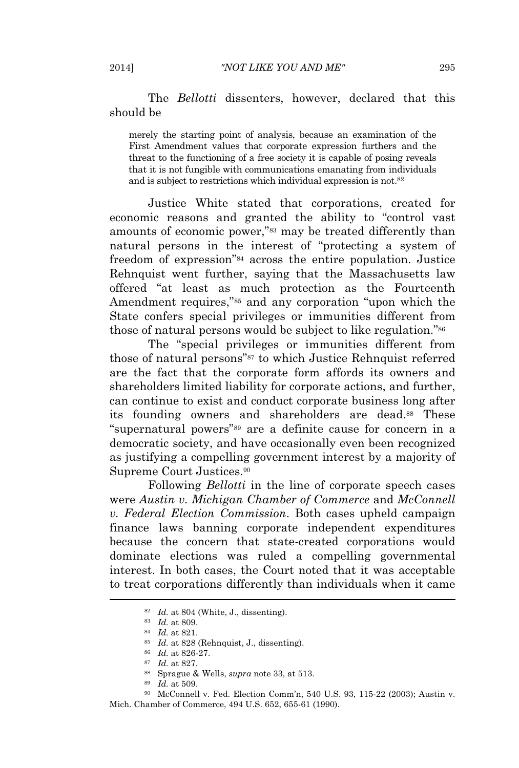The *Bellotti* dissenters, however, declared that this should be

> merely the starting point of analysis, because an examination of the First Amendment values that corporate expression furthers and the threat to the functioning of a free society it is capable of posing reveals that it is not fungible with communications emanating from individuals and is subject to restrictions which individual expression is not.[82]

Justice White stated that corporations, created for economic reasons and granted the ability to "control vast amounts of economic power,"[83] may be treated differently than natural persons in the interest of "protecting a system of freedom of expression"[84] across the entire population. Justice Rehnquist went further, saying that the Massachusetts law offered "at least as much protection as the Fourteenth Amendment requires,"[85] and any corporation "upon which the State confers special privileges or immunities different from those of natural persons would be subject to like regulation."[86]

The "special privileges or immunities different from those of natural persons"[87] to which Justice Rehnquist referred are the fact that the corporate form affords its owners and shareholders limited liability for corporate actions, and further, can continue to exist and conduct corporate business long after its founding owners and shareholders are dead.[88] These "supernatural powers"[89] are a definite cause for concern in a democratic society, and have occasionally even been recognized as justifying a compelling government interest by a majority of Supreme Court Justices.[90]

Following *Bellotti* in the line of corporate speech cases were *Austin v. Michigan Chamber of Commerce* and *McConnell v. Federal Election Commission*. Both cases upheld campaign finance laws banning corporate independent expenditures because the concern that state-created corporations would dominate elections was ruled a compelling governmental interest. In both cases, the Court noted that it was acceptable to treat corporations differently than individuals when it came

---

[82] *Id.* at 804 (White, J., dissenting).

[83] *Id.* at 809.

[84] *Id.* at 821.

[85] *Id.* at 828 (Rehnquist, J., dissenting).

[86] *Id.* at 826-27.

[87] *Id.* at 827.

[88] Sprague & Wells, *supra* note 33, at 513.

[89] *Id.* at 509.

[90] McConnell v. Fed. Election Comm'n, 540 U.S. 93, 115-22 (2003); Austin v. Mich. Chamber of Commerce, 494 U.S. 652, 655-61 (1990).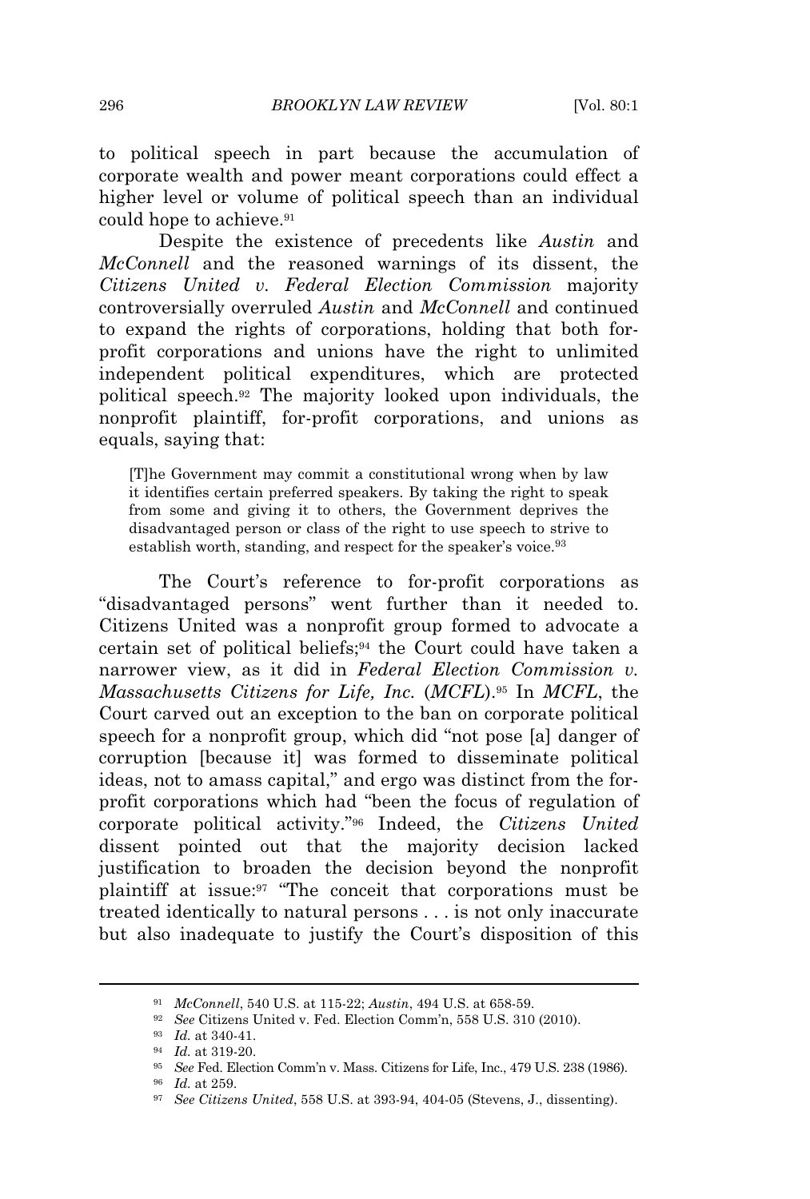to political speech in part because the accumulation of corporate wealth and power meant corporations could effect a higher level or volume of political speech than an individual could hope to achieve.[91]

Despite the existence of precedents like *Austin* and *McConnell* and the reasoned warnings of its dissent, the *Citizens United v. Federal Election Commission* majority controversially overruled *Austin* and *McConnell* and continued to expand the rights of corporations, holding that both for-profit corporations and unions have the right to unlimited independent political expenditures, which are protected political speech.[92] The majority looked upon individuals, the nonprofit plaintiff, for-profit corporations, and unions as equals, saying that:

> [T]he Government may commit a constitutional wrong when by law it identifies certain preferred speakers. By taking the right to speak from some and giving it to others, the Government deprives the disadvantaged person or class of the right to use speech to strive to establish worth, standing, and respect for the speaker's voice.[93]

The Court's reference to for-profit corporations as "disadvantaged persons" went further than it needed to. Citizens United was a nonprofit group formed to advocate a certain set of political beliefs;[94] the Court could have taken a narrower view, as it did in *Federal Election Commission v. Massachusetts Citizens for Life, Inc.* (*MCFL*).[95] In *MCFL*, the Court carved out an exception to the ban on corporate political speech for a nonprofit group, which did "not pose [a] danger of corruption [because it] was formed to disseminate political ideas, not to amass capital," and ergo was distinct from the for-profit corporations which had "been the focus of regulation of corporate political activity."[96] Indeed, the *Citizens United* dissent pointed out that the majority decision lacked justification to broaden the decision beyond the nonprofit plaintiff at issue:[97] "The conceit that corporations must be treated identically to natural persons . . . is not only inaccurate but also inadequate to justify the Court's disposition of this

---

[91] *McConnell*, 540 U.S. at 115-22; *Austin*, 494 U.S. at 658-59.

[92] *See* Citizens United v. Fed. Election Comm'n, 558 U.S. 310 (2010).

[93] *Id.* at 340-41.

[94] *Id.* at 319-20.

[95] *See* Fed. Election Comm'n v. Mass. Citizens for Life, Inc., 479 U.S. 238 (1986).

[96] *Id.* at 259.

[97] *See Citizens United*, 558 U.S. at 393-94, 404-05 (Stevens, J., dissenting).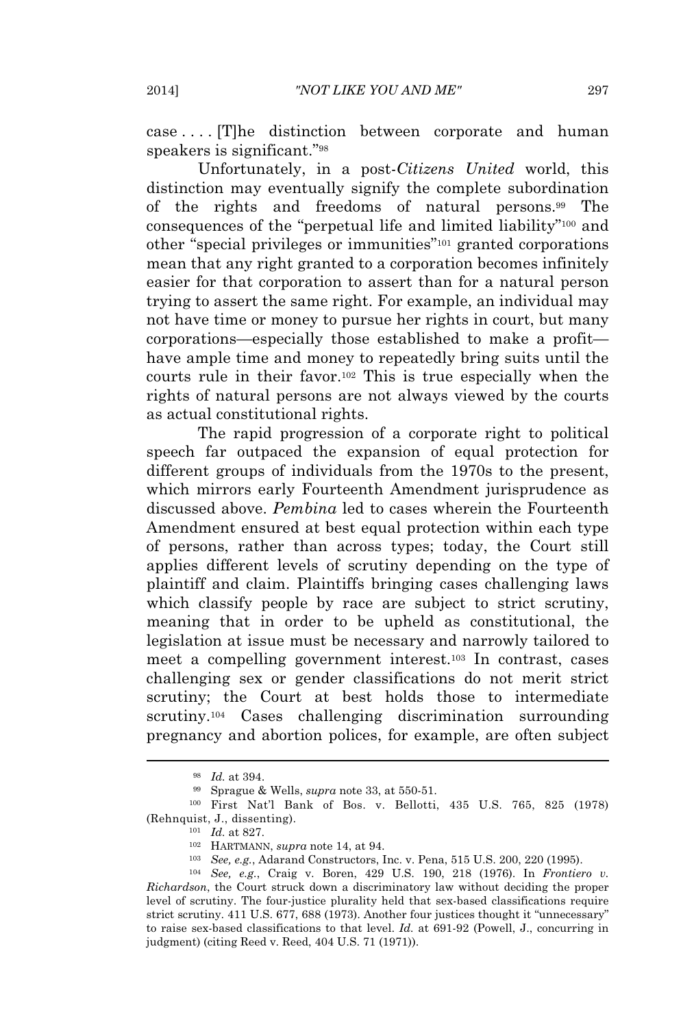case . . . . [T]he distinction between corporate and human speakers is significant."[98]

Unfortunately, in a post-*Citizens United* world, this distinction may eventually signify the complete subordination of the rights and freedoms of natural persons.[99] The consequences of the "perpetual life and limited liability"[100] and other "special privileges or immunities"[101] granted corporations mean that any right granted to a corporation becomes infinitely easier for that corporation to assert than for a natural person trying to assert the same right. For example, an individual may not have time or money to pursue her rights in court, but many corporations—especially those established to make a profit—have ample time and money to repeatedly bring suits until the courts rule in their favor.[102] This is true especially when the rights of natural persons are not always viewed by the courts as actual constitutional rights.

The rapid progression of a corporate right to political speech far outpaced the expansion of equal protection for different groups of individuals from the 1970s to the present, which mirrors early Fourteenth Amendment jurisprudence as discussed above. *Pembina* led to cases wherein the Fourteenth Amendment ensured at best equal protection within each type of persons, rather than across types; today, the Court still applies different levels of scrutiny depending on the type of plaintiff and claim. Plaintiffs bringing cases challenging laws which classify people by race are subject to strict scrutiny, meaning that in order to be upheld as constitutional, the legislation at issue must be necessary and narrowly tailored to meet a compelling government interest.[103] In contrast, cases challenging sex or gender classifications do not merit strict scrutiny; the Court at best holds those to intermediate scrutiny.[104] Cases challenging discrimination surrounding pregnancy and abortion polices, for example, are often subject

---

[98] *Id.* at 394.

[99] Sprague & Wells, *supra* note 33, at 550-51.

[100] First Nat'l Bank of Bos. v. Bellotti, 435 U.S. 765, 825 (1978) (Rehnquist, J., dissenting).

[101] *Id.* at 827.

[102] HARTMANN, *supra* note 14, at 94.

[103] *See, e.g.*, Adarand Constructors, Inc. v. Pena, 515 U.S. 200, 220 (1995).

[104] *See, e.g.*, Craig v. Boren, 429 U.S. 190, 218 (1976). In *Frontiero v. Richardson*, the Court struck down a discriminatory law without deciding the proper level of scrutiny. The four-justice plurality held that sex-based classifications require strict scrutiny. 411 U.S. 677, 688 (1973). Another four justices thought it "unnecessary" to raise sex-based classifications to that level. *Id.* at 691-92 (Powell, J., concurring in judgment) (citing Reed v. Reed, 404 U.S. 71 (1971)).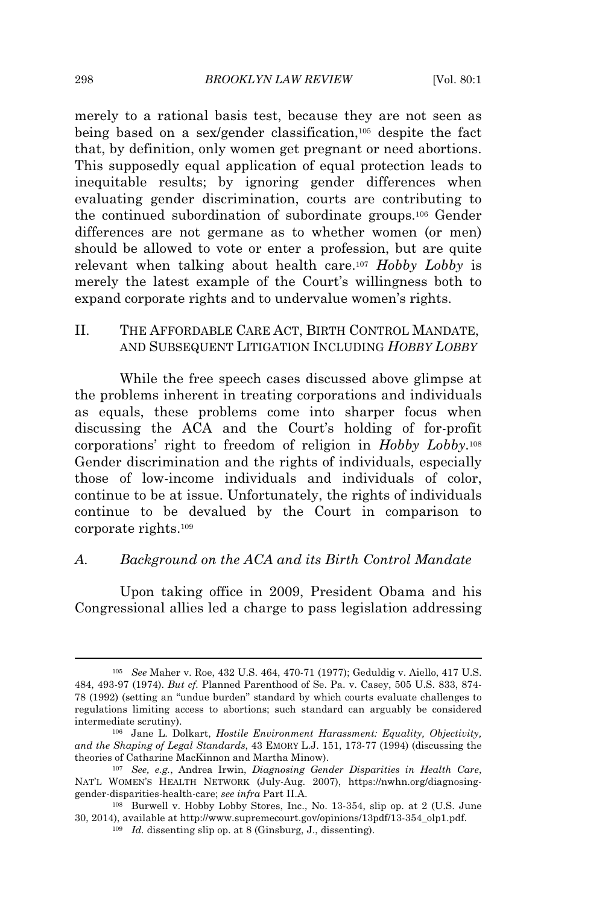merely to a rational basis test, because they are not seen as being based on a sex/gender classification,[105] despite the fact that, by definition, only women get pregnant or need abortions. This supposedly equal application of equal protection leads to inequitable results; by ignoring gender differences when evaluating gender discrimination, courts are contributing to the continued subordination of subordinate groups.[106] Gender differences are not germane as to whether women (or men) should be allowed to vote or enter a profession, but are quite relevant when talking about health care.[107] *Hobby Lobby* is merely the latest example of the Court's willingness both to expand corporate rights and to undervalue women's rights.

## II. THE AFFORDABLE CARE ACT, BIRTH CONTROL MANDATE, AND SUBSEQUENT LITIGATION INCLUDING *HOBBY LOBBY*

While the free speech cases discussed above glimpse at the problems inherent in treating corporations and individuals as equals, these problems come into sharper focus when discussing the ACA and the Court's holding of for-profit corporations' right to freedom of religion in *Hobby Lobby*.[108] Gender discrimination and the rights of individuals, especially those of low-income individuals and individuals of color, continue to be at issue. Unfortunately, the rights of individuals continue to be devalued by the Court in comparison to corporate rights.[109]

### *A. Background on the ACA and its Birth Control Mandate*

Upon taking office in 2009, President Obama and his Congressional allies led a charge to pass legislation addressing

---

[105] *See* Maher v. Roe, 432 U.S. 464, 470-71 (1977); Geduldig v. Aiello, 417 U.S. 484, 493-97 (1974). *But cf.* Planned Parenthood of Se. Pa. v. Casey, 505 U.S. 833, 874-78 (1992) (setting an "undue burden" standard by which courts evaluate challenges to regulations limiting access to abortions; such standard can arguably be considered intermediate scrutiny).

[106] Jane L. Dolkart, *Hostile Environment Harassment: Equality, Objectivity, and the Shaping of Legal Standards*, 43 EMORY L.J. 151, 173-77 (1994) (discussing the theories of Catharine MacKinnon and Martha Minow).

[107] *See, e.g.*, Andrea Irwin, *Diagnosing Gender Disparities in Health Care*, NAT'L WOMEN'S HEALTH NETWORK (July-Aug. 2007), https://nwhn.org/diagnosing-gender-disparities-health-care; *see infra* Part II.A.

[108] Burwell v. Hobby Lobby Stores, Inc., No. 13-354, slip op. at 2 (U.S. June 30, 2014), available at http://www.supremecourt.gov/opinions/13pdf/13-354_olp1.pdf.

[109] *Id.* dissenting slip op. at 8 (Ginsburg, J., dissenting).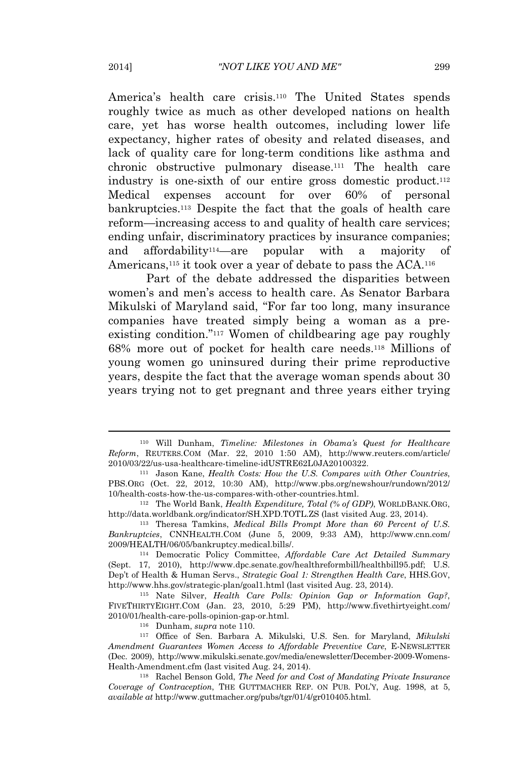America's health care crisis.[110] The United States spends roughly twice as much as other developed nations on health care, yet has worse health outcomes, including lower life expectancy, higher rates of obesity and related diseases, and lack of quality care for long-term conditions like asthma and chronic obstructive pulmonary disease.[111] The health care industry is one-sixth of our entire gross domestic product.[112] Medical expenses account for over 60% of personal bankruptcies.[113] Despite the fact that the goals of health care reform—increasing access to and quality of health care services; ending unfair, discriminatory practices by insurance companies; and affordability[114]—are popular with a majority of Americans,[115] it took over a year of debate to pass the ACA.[116]

Part of the debate addressed the disparities between women's and men's access to health care. As Senator Barbara Mikulski of Maryland said, "For far too long, many insurance companies have treated simply being a woman as a pre-existing condition."[117] Women of childbearing age pay roughly 68% more out of pocket for health care needs.[118] Millions of young women go uninsured during their prime reproductive years, despite the fact that the average woman spends about 30 years trying not to get pregnant and three years either trying

---

[110] Will Dunham, *Timeline: Milestones in Obama's Quest for Healthcare Reform*, REUTERS.COM (Mar. 22, 2010 1:50 AM), http://www.reuters.com/article/2010/03/22/us-usa-healthcare-timeline-idUSTRE62L0JA20100322.

[111] Jason Kane, *Health Costs: How the U.S. Compares with Other Countries*, PBS.ORG (Oct. 22, 2012, 10:30 AM), http://www.pbs.org/newshour/rundown/2012/10/health-costs-how-the-us-compares-with-other-countries.html.

[112] The World Bank, *Health Expenditure, Total (% of GDP)*, WORLDBANK.ORG, http://data.worldbank.org/indicator/SH.XPD.TOTL.ZS (last visited Aug. 23, 2014).

[113] Theresa Tamkins, *Medical Bills Prompt More than 60 Percent of U.S. Bankruptcies*, CNNHEALTH.COM (June 5, 2009, 9:33 AM), http://www.cnn.com/2009/HEALTH/06/05/bankruptcy.medical.bills/.

[114] Democratic Policy Committee, *Affordable Care Act Detailed Summary* (Sept. 17, 2010), http://www.dpc.senate.gov/healthreformbill/healthbill95.pdf; U.S. Dep't of Health & Human Servs., *Strategic Goal 1: Strengthen Health Care*, HHS.GOV, http://www.hhs.gov/strategic-plan/goal1.html (last visited Aug. 23, 2014).

[115] Nate Silver, *Health Care Polls: Opinion Gap or Information Gap?*, FIVETHIRTYEIGHT.COM (Jan. 23, 2010, 5:29 PM), http://www.fivethirtyeight.com/2010/01/health-care-polls-opinion-gap-or.html.

[116] Dunham, *supra* note 110.

[117] Office of Sen. Barbara A. Mikulski, U.S. Sen. for Maryland, *Mikulski Amendment Guarantees Women Access to Affordable Preventive Care*, E-NEWSLETTER (Dec. 2009), http://www.mikulski.senate.gov/media/enewsletter/December-2009-Womens-Health-Amendment.cfm (last visited Aug. 24, 2014).

[118] Rachel Benson Gold, *The Need for and Cost of Mandating Private Insurance Coverage of Contraception*, THE GUTTMACHER REP. ON PUB. POL'Y, Aug. 1998, at 5, *available at* http://www.guttmacher.org/pubs/tgr/01/4/gr010405.html.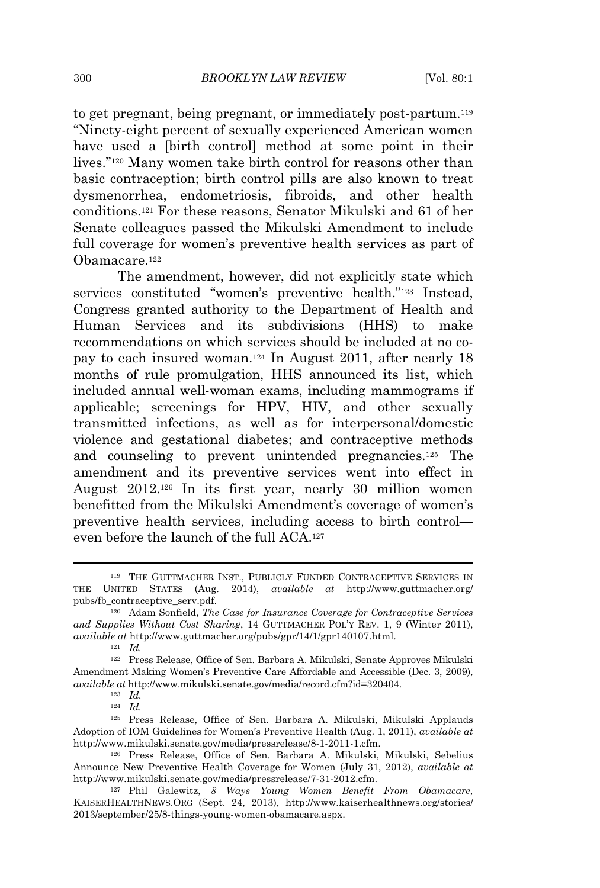to get pregnant, being pregnant, or immediately post-partum.[119] "Ninety-eight percent of sexually experienced American women have used a [birth control] method at some point in their lives."[120] Many women take birth control for reasons other than basic contraception; birth control pills are also known to treat dysmenorrhea, endometriosis, fibroids, and other health conditions.[121] For these reasons, Senator Mikulski and 61 of her Senate colleagues passed the Mikulski Amendment to include full coverage for women's preventive health services as part of Obamacare.[122]

The amendment, however, did not explicitly state which services constituted "women's preventive health."[123] Instead, Congress granted authority to the Department of Health and Human Services and its subdivisions (HHS) to make recommendations on which services should be included at no co-pay to each insured woman.[124] In August 2011, after nearly 18 months of rule promulgation, HHS announced its list, which included annual well-woman exams, including mammograms if applicable; screenings for HPV, HIV, and other sexually transmitted infections, as well as for interpersonal/domestic violence and gestational diabetes; and contraceptive methods and counseling to prevent unintended pregnancies.[125] The amendment and its preventive services went into effect in August 2012.[126] In its first year, nearly 30 million women benefitted from the Mikulski Amendment's coverage of women's preventive health services, including access to birth control—even before the launch of the full ACA.[127]

---

[119] THE GUTTMACHER INST., PUBLICLY FUNDED CONTRACEPTIVE SERVICES IN THE UNITED STATES (Aug. 2014), *available at* http://www.guttmacher.org/pubs/fb_contraceptive_serv.pdf.

[120] Adam Sonfield, *The Case for Insurance Coverage for Contraceptive Services and Supplies Without Cost Sharing*, 14 GUTTMACHER POL'Y REV. 1, 9 (Winter 2011), *available at* http://www.guttmacher.org/pubs/gpr/14/1/gpr140107.html.

[121] *Id.*

[122] Press Release, Office of Sen. Barbara A. Mikulski, Senate Approves Mikulski Amendment Making Women's Preventive Care Affordable and Accessible (Dec. 3, 2009), *available at* http://www.mikulski.senate.gov/media/record.cfm?id=320404.

[123] *Id.*

[124] *Id.*

[125] Press Release, Office of Sen. Barbara A. Mikulski, Mikulski Applauds Adoption of IOM Guidelines for Women's Preventive Health (Aug. 1, 2011), *available at* http://www.mikulski.senate.gov/media/pressrelease/8-1-2011-1.cfm.

[126] Press Release, Office of Sen. Barbara A. Mikulski, Mikulski, Sebelius Announce New Preventive Health Coverage for Women (July 31, 2012), *available at* http://www.mikulski.senate.gov/media/pressrelease/7-31-2012.cfm.

[127] Phil Galewitz, *8 Ways Young Women Benefit From Obamacare*, KAISERHEALTHNEWS.ORG (Sept. 24, 2013), http://www.kaiserhealthnews.org/stories/2013/september/25/8-things-young-women-obamacare.aspx.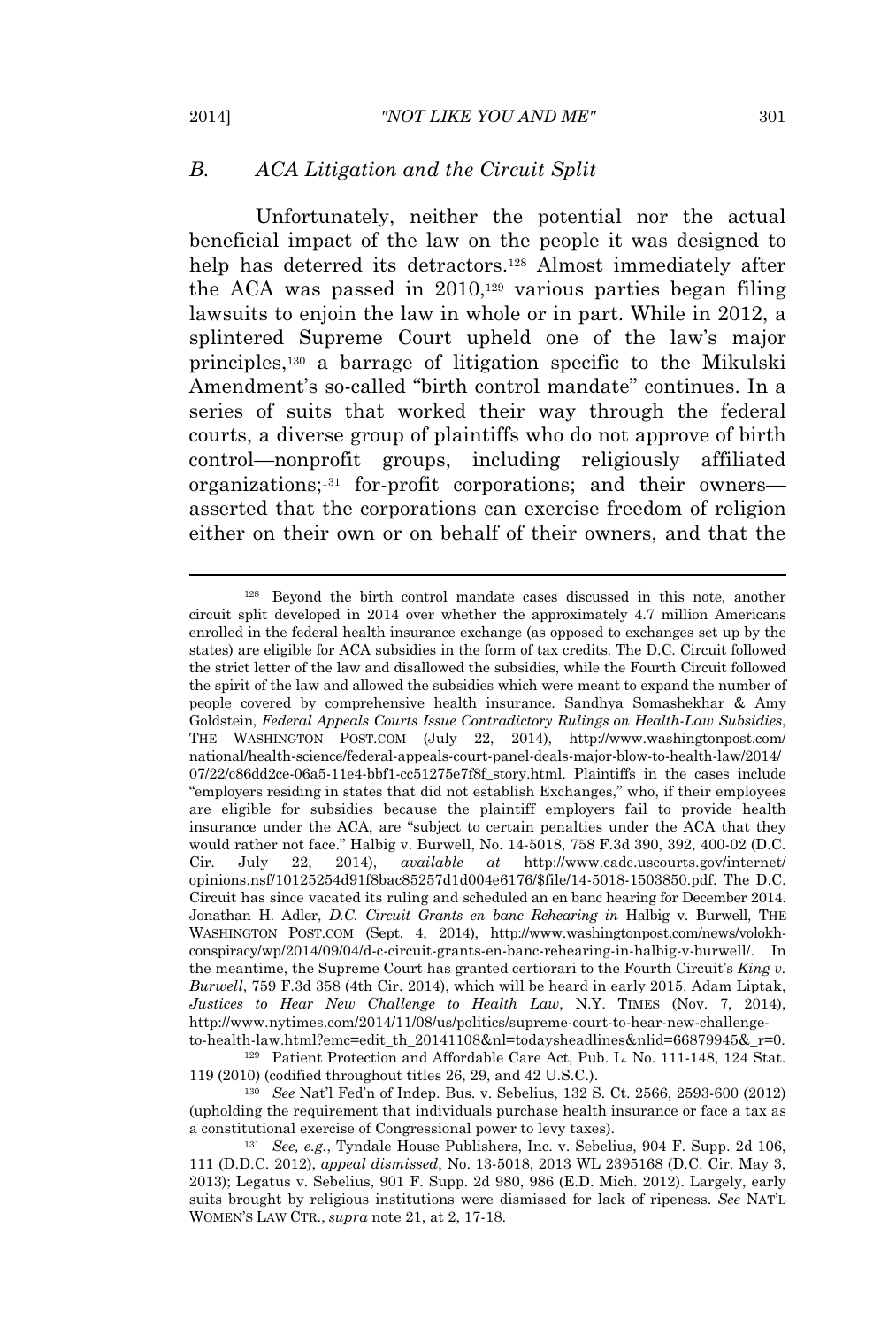### *B. ACA Litigation and the Circuit Split*

Unfortunately, neither the potential nor the actual beneficial impact of the law on the people it was designed to help has deterred its detractors.[128] Almost immediately after the ACA was passed in 2010,[129] various parties began filing lawsuits to enjoin the law in whole or in part. While in 2012, a splintered Supreme Court upheld one of the law's major principles,[130] a barrage of litigation specific to the Mikulski Amendment's so-called "birth control mandate" continues. In a series of suits that worked their way through the federal courts, a diverse group of plaintiffs who do not approve of birth control—nonprofit groups, including religiously affiliated organizations;[131] for-profit corporations; and their owners—asserted that the corporations can exercise freedom of religion either on their own or on behalf of their owners, and that the

---

[128] Beyond the birth control mandate cases discussed in this note, another circuit split developed in 2014 over whether the approximately 4.7 million Americans enrolled in the federal health insurance exchange (as opposed to exchanges set up by the states) are eligible for ACA subsidies in the form of tax credits. The D.C. Circuit followed the strict letter of the law and disallowed the subsidies, while the Fourth Circuit followed the spirit of the law and allowed the subsidies which were meant to expand the number of people covered by comprehensive health insurance. Sandhya Somashekhar & Amy Goldstein, *Federal Appeals Courts Issue Contradictory Rulings on Health-Law Subsidies*, THE WASHINGTON POST.COM (July 22, 2014), http://www.washingtonpost.com/national/health-science/federal-appeals-court-panel-deals-major-blow-to-health-law/2014/07/22/c86dd2ce-06a5-11e4-bbf1-cc51275e7f8f_story.html. Plaintiffs in the cases include "employers residing in states that did not establish Exchanges," who, if their employees are eligible for subsidies because the plaintiff employers fail to provide health insurance under the ACA, are "subject to certain penalties under the ACA that they would rather not face." Halbig v. Burwell, No. 14-5018, 758 F.3d 390, 392, 400-02 (D.C. Cir. July 22, 2014), *available at* http://www.cadc.uscourts.gov/internet/opinions.nsf/10125254d91f8bac85257d1d004e6176/$file/14-5018-1503850.pdf. The D.C. Circuit has since vacated its ruling and scheduled an en banc hearing for December 2014. Jonathan H. Adler, *D.C. Circuit Grants en banc Rehearing in* Halbig v. Burwell, THE WASHINGTON POST.COM (Sept. 4, 2014), http://www.washingtonpost.com/news/volokh-conspiracy/wp/2014/09/04/d-c-circuit-grants-en-banc-rehearing-in-halbig-v-burwell/. In the meantime, the Supreme Court has granted certiorari to the Fourth Circuit's *King v. Burwell*, 759 F.3d 358 (4th Cir. 2014), which will be heard in early 2015. Adam Liptak, *Justices to Hear New Challenge to Health Law*, N.Y. TIMES (Nov. 7, 2014), http://www.nytimes.com/2014/11/08/us/politics/supreme-court-to-hear-new-challenge-to-health-law.html?emc=edit_th_20141108&nl=todaysheadlines&nlid=66879945&_r=0.

[129] Patient Protection and Affordable Care Act, Pub. L. No. 111-148, 124 Stat. 119 (2010) (codified throughout titles 26, 29, and 42 U.S.C.).

[130] *See* Nat'l Fed'n of Indep. Bus. v. Sebelius, 132 S. Ct. 2566, 2593-600 (2012) (upholding the requirement that individuals purchase health insurance or face a tax as a constitutional exercise of Congressional power to levy taxes).

[131] *See, e.g.*, Tyndale House Publishers, Inc. v. Sebelius, 904 F. Supp. 2d 106, 111 (D.D.C. 2012), *appeal dismissed*, No. 13-5018, 2013 WL 2395168 (D.C. Cir. May 3, 2013); Legatus v. Sebelius, 901 F. Supp. 2d 980, 986 (E.D. Mich. 2012). Largely, early suits brought by religious institutions were dismissed for lack of ripeness. *See* NAT'L WOMEN'S LAW CTR., *supra* note 21, at 2, 17-18.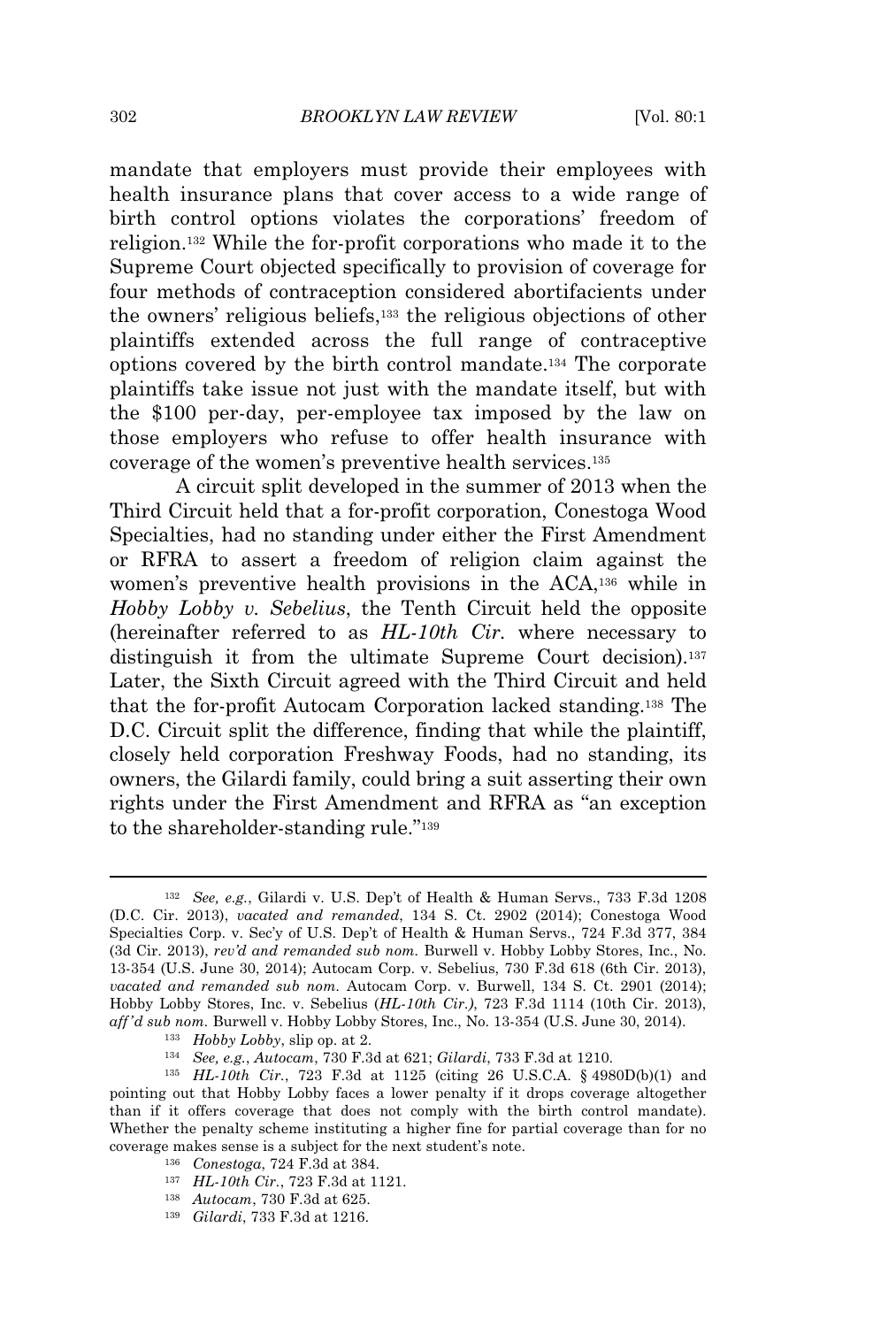mandate that employers must provide their employees with health insurance plans that cover access to a wide range of birth control options violates the corporations' freedom of religion.[132] While the for-profit corporations who made it to the Supreme Court objected specifically to provision of coverage for four methods of contraception considered abortifacients under the owners' religious beliefs,[133] the religious objections of other plaintiffs extended across the full range of contraceptive options covered by the birth control mandate.[134] The corporate plaintiffs take issue not just with the mandate itself, but with the $100 per-day, per-employee tax imposed by the law on those employers who refuse to offer health insurance with coverage of the women's preventive health services.[135]

A circuit split developed in the summer of 2013 when the Third Circuit held that a for-profit corporation, Conestoga Wood Specialties, had no standing under either the First Amendment or RFRA to assert a freedom of religion claim against the women's preventive health provisions in the ACA,[136] while in *Hobby Lobby v. Sebelius*, the Tenth Circuit held the opposite (hereinafter referred to as *HL-10th Cir.* where necessary to distinguish it from the ultimate Supreme Court decision).[137] Later, the Sixth Circuit agreed with the Third Circuit and held that the for-profit Autocam Corporation lacked standing.[138] The D.C. Circuit split the difference, finding that while the plaintiff, closely held corporation Freshway Foods, had no standing, its owners, the Gilardi family, could bring a suit asserting their own rights under the First Amendment and RFRA as "an exception to the shareholder-standing rule."[139]

---

[132] *See, e.g.*, Gilardi v. U.S. Dep't of Health & Human Servs., 733 F.3d 1208 (D.C. Cir. 2013), *vacated and remanded*, 134 S. Ct. 2902 (2014); Conestoga Wood Specialties Corp. v. Sec'y of U.S. Dep't of Health & Human Servs., 724 F.3d 377, 384 (3d Cir. 2013), *rev'd and remanded sub nom.* Burwell v. Hobby Lobby Stores, Inc., No. 13-354 (U.S. June 30, 2014); Autocam Corp. v. Sebelius, 730 F.3d 618 (6th Cir. 2013), *vacated and remanded sub nom.* Autocam Corp. v. Burwell, 134 S. Ct. 2901 (2014); Hobby Lobby Stores, Inc. v. Sebelius (*HL-10th Cir.)*, 723 F.3d 1114 (10th Cir. 2013), *aff'd sub nom.* Burwell v. Hobby Lobby Stores, Inc., No. 13-354 (U.S. June 30, 2014).

[133] *Hobby Lobby*, slip op. at 2.

[134] *See, e.g.*, *Autocam*, 730 F.3d at 621; *Gilardi*, 733 F.3d at 1210.

[135] *HL-10th Cir.*, 723 F.3d at 1125 (citing 26 U.S.C.A. § 4980D(b)(1) and pointing out that Hobby Lobby faces a lower penalty if it drops coverage altogether than if it offers coverage that does not comply with the birth control mandate). Whether the penalty scheme instituting a higher fine for partial coverage than for no coverage makes sense is a subject for the next student's note.

[136] *Conestoga*, 724 F.3d at 384.

[137] *HL-10th Cir.*, 723 F.3d at 1121.

[138] *Autocam*, 730 F.3d at 625.

[139] *Gilardi*, 733 F.3d at 1216.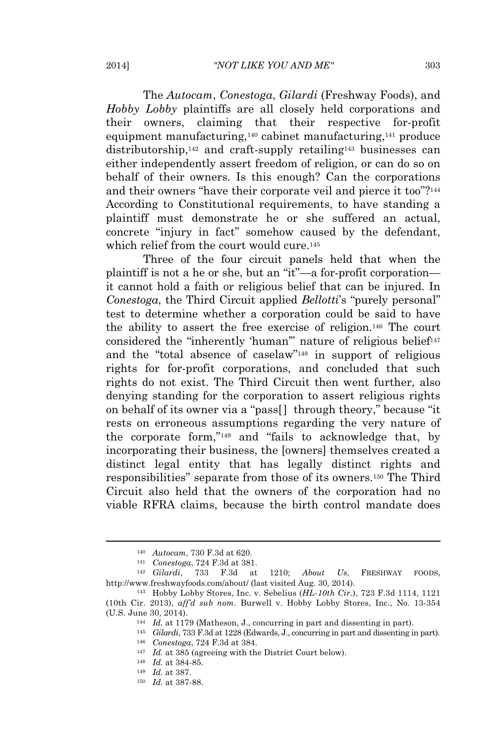The *Autocam*, *Conestoga*, *Gilardi* (Freshway Foods), and *Hobby Lobby* plaintiffs are all closely held corporations and their owners, claiming that their respective for-profit equipment manufacturing,[140] cabinet manufacturing,[141] produce distributorship,[142] and craft-supply retailing[143] businesses can either independently assert freedom of religion, or can do so on behalf of their owners. Is this enough? Can the corporations and their owners "have their corporate veil and pierce it too"?[144] According to Constitutional requirements, to have standing a plaintiff must demonstrate he or she suffered an actual, concrete "injury in fact" somehow caused by the defendant, which relief from the court would cure.[145]

Three of the four circuit panels held that when the plaintiff is not a he or she, but an "it"—a for-profit corporation—it cannot hold a faith or religious belief that can be injured. In *Conestoga*, the Third Circuit applied *Bellotti*'s "purely personal" test to determine whether a corporation could be said to have the ability to assert the free exercise of religion.[146] The court considered the "inherently 'human'" nature of religious belief[147] and the "total absence of caselaw"[148] in support of religious rights for for-profit corporations, and concluded that such rights do not exist. The Third Circuit then went further, also denying standing for the corporation to assert religious rights on behalf of its owner via a "pass[] through theory," because "it rests on erroneous assumptions regarding the very nature of the corporate form,"[149] and "fails to acknowledge that, by incorporating their business, the [owners] themselves created a distinct legal entity that has legally distinct rights and responsibilities" separate from those of its owners.[150] The Third Circuit also held that the owners of the corporation had no viable RFRA claims, because the birth control mandate does

---

[140] *Autocam*, 730 F.3d at 620.

[141] *Conestoga*, 724 F.3d at 381.

[142] *Gilardi*, 733 F.3d at 1210; *About Us*, FRESHWAY FOODS, http://www.freshwayfoods.com/about/ (last visited Aug. 30, 2014).

[143] Hobby Lobby Stores, Inc. v. Sebelius (*HL-10th Cir.*), 723 F.3d 1114, 1121 (10th Cir. 2013), *aff'd sub nom.* Burwell v. Hobby Lobby Stores, Inc., No. 13-354 (U.S. June 30, 2014).

[144] *Id.* at 1179 (Matheson, J., concurring in part and dissenting in part).

[145] *Gilardi*, 733 F.3d at 1228 (Edwards, J., concurring in part and dissenting in part).

[146] *Conestoga*, 724 F.3d at 384.

[147] *Id.* at 385 (agreeing with the District Court below).

[148] *Id.* at 384-85.

[149] *Id.* at 387.

[150] *Id.* at 387-88.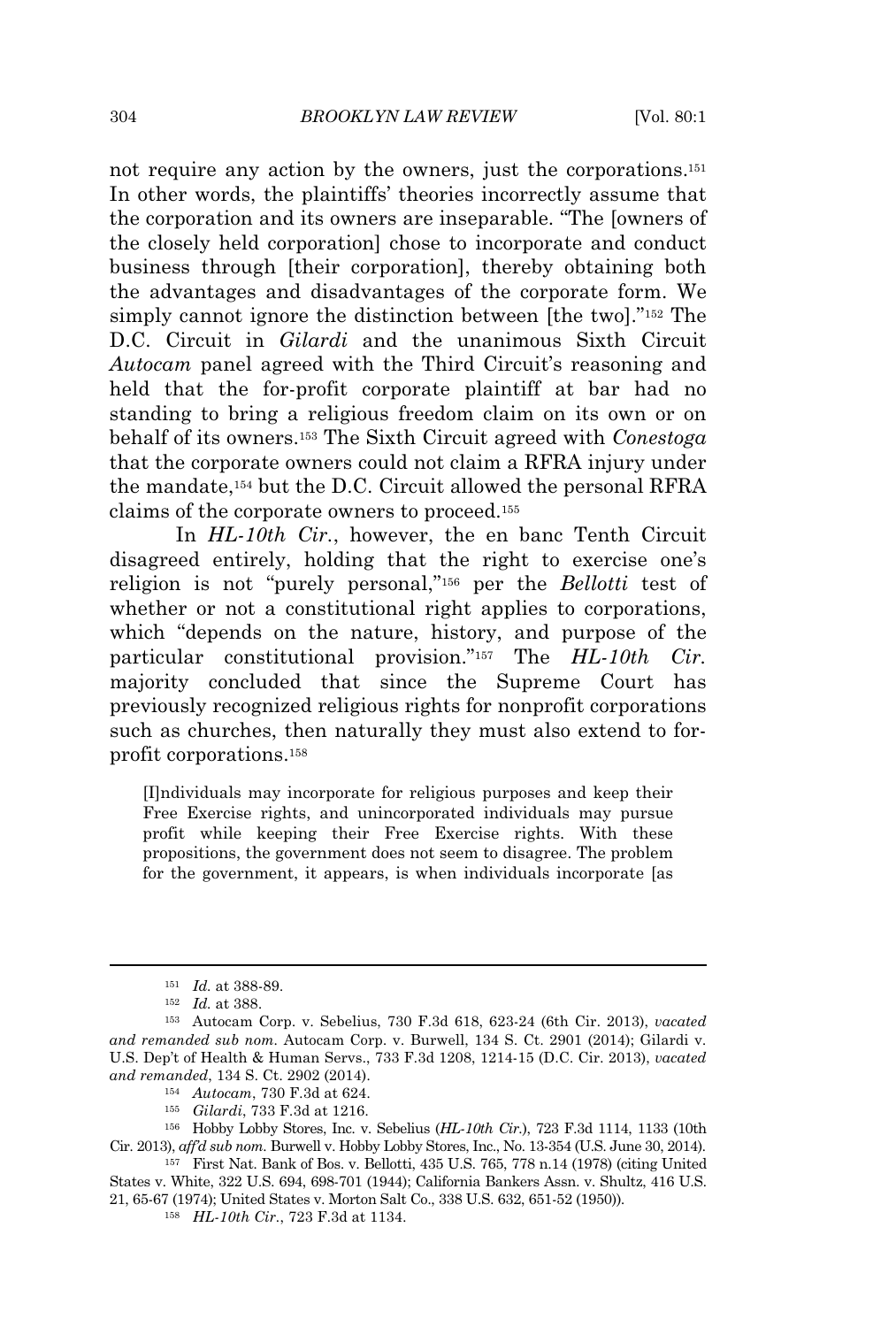not require any action by the owners, just the corporations.[151] In other words, the plaintiffs' theories incorrectly assume that the corporation and its owners are inseparable. "The [owners of the closely held corporation] chose to incorporate and conduct business through [their corporation], thereby obtaining both the advantages and disadvantages of the corporate form. We simply cannot ignore the distinction between [the two]."[152] The D.C. Circuit in *Gilardi* and the unanimous Sixth Circuit *Autocam* panel agreed with the Third Circuit's reasoning and held that the for-profit corporate plaintiff at bar had no standing to bring a religious freedom claim on its own or on behalf of its owners.[153] The Sixth Circuit agreed with *Conestoga* that the corporate owners could not claim a RFRA injury under the mandate,[154] but the D.C. Circuit allowed the personal RFRA claims of the corporate owners to proceed.[155]

In *HL-10th Cir.*, however, the en banc Tenth Circuit disagreed entirely, holding that the right to exercise one's religion is not "purely personal,"[156] per the *Bellotti* test of whether or not a constitutional right applies to corporations, which "depends on the nature, history, and purpose of the particular constitutional provision."[157] The *HL-10th Cir.* majority concluded that since the Supreme Court has previously recognized religious rights for nonprofit corporations such as churches, then naturally they must also extend to for-profit corporations.[158]

> [I]ndividuals may incorporate for religious purposes and keep their Free Exercise rights, and unincorporated individuals may pursue profit while keeping their Free Exercise rights. With these propositions, the government does not seem to disagree. The problem for the government, it appears, is when individuals incorporate [as

---

[151] *Id.* at 388-89.

[152] *Id.* at 388.

[153] Autocam Corp. v. Sebelius, 730 F.3d 618, 623-24 (6th Cir. 2013), *vacated and remanded sub nom.* Autocam Corp. v. Burwell, 134 S. Ct. 2901 (2014); Gilardi v. U.S. Dep't of Health & Human Servs., 733 F.3d 1208, 1214-15 (D.C. Cir. 2013), *vacated and remanded*, 134 S. Ct. 2902 (2014).

[154] *Autocam*, 730 F.3d at 624.

[155] *Gilardi*, 733 F.3d at 1216.

[156] Hobby Lobby Stores, Inc. v. Sebelius (*HL-10th Cir.*), 723 F.3d 1114, 1133 (10th Cir. 2013), *aff'd sub nom.* Burwell v. Hobby Lobby Stores, Inc., No. 13-354 (U.S. June 30, 2014).

[157] First Nat. Bank of Bos. v. Bellotti, 435 U.S. 765, 778 n.14 (1978) (citing United States v. White, 322 U.S. 694, 698-701 (1944); California Bankers Assn. v. Shultz, 416 U.S. 21, 65-67 (1974); United States v. Morton Salt Co., 338 U.S. 632, 651-52 (1950)).

[158] *HL-10th Cir.*, 723 F.3d at 1134.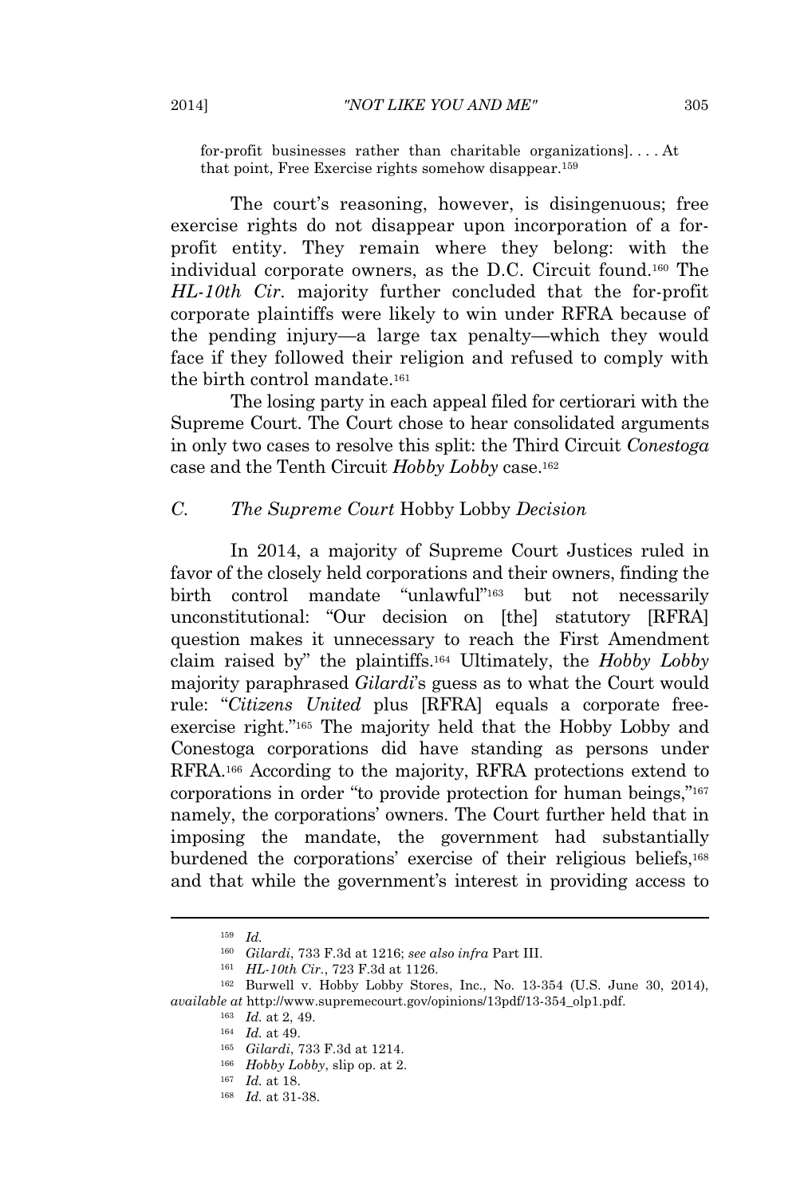> for-profit businesses rather than charitable organizations]. . . . At that point, Free Exercise rights somehow disappear.[159]

The court's reasoning, however, is disingenuous; free exercise rights do not disappear upon incorporation of a for-profit entity. They remain where they belong: with the individual corporate owners, as the D.C. Circuit found.[160] The *HL-10th Cir.* majority further concluded that the for-profit corporate plaintiffs were likely to win under RFRA because of the pending injury—a large tax penalty—which they would face if they followed their religion and refused to comply with the birth control mandate.[161]

The losing party in each appeal filed for certiorari with the Supreme Court. The Court chose to hear consolidated arguments in only two cases to resolve this split: the Third Circuit *Conestoga* case and the Tenth Circuit *Hobby Lobby* case.[162]

### *C. The Supreme Court* Hobby Lobby *Decision*

In 2014, a majority of Supreme Court Justices ruled in favor of the closely held corporations and their owners, finding the birth control mandate "unlawful"[163] but not necessarily unconstitutional: "Our decision on [the] statutory [RFRA] question makes it unnecessary to reach the First Amendment claim raised by" the plaintiffs.[164] Ultimately, the *Hobby Lobby* majority paraphrased *Gilardi*'s guess as to what the Court would rule: "*Citizens United* plus [RFRA] equals a corporate free-exercise right."[165] The majority held that the Hobby Lobby and Conestoga corporations did have standing as persons under RFRA.[166] According to the majority, RFRA protections extend to corporations in order "to provide protection for human beings,"[167] namely, the corporations' owners. The Court further held that in imposing the mandate, the government had substantially burdened the corporations' exercise of their religious beliefs,[168] and that while the government's interest in providing access to

---

[159] *Id.*

[160] *Gilardi*, 733 F.3d at 1216; *see also infra* Part III.

[161] *HL-10th Cir.*, 723 F.3d at 1126.

[162] Burwell v. Hobby Lobby Stores, Inc., No. 13-354 (U.S. June 30, 2014), *available at* http://www.supremecourt.gov/opinions/13pdf/13-354_olp1.pdf.

[163] *Id.* at 2, 49.

[164] *Id.* at 49.

[165] *Gilardi*, 733 F.3d at 1214.

[166] *Hobby Lobby*, slip op. at 2.

[167] *Id.* at 18.

[168] *Id.* at 31-38.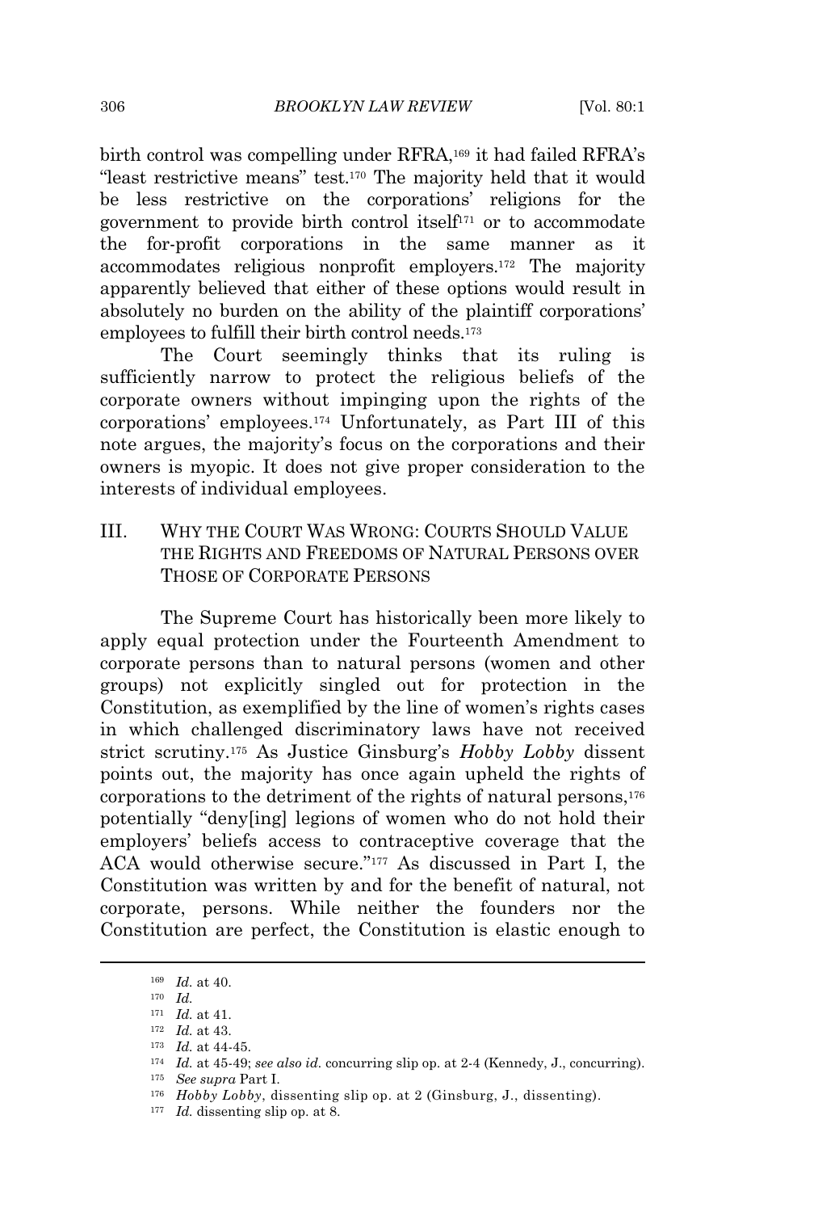birth control was compelling under RFRA,[169] it had failed RFRA's "least restrictive means" test.[170] The majority held that it would be less restrictive on the corporations' religions for the government to provide birth control itself[171] or to accommodate the for-profit corporations in the same manner as it accommodates religious nonprofit employers.[172] The majority apparently believed that either of these options would result in absolutely no burden on the ability of the plaintiff corporations' employees to fulfill their birth control needs.[173]

The Court seemingly thinks that its ruling is sufficiently narrow to protect the religious beliefs of the corporate owners without impinging upon the rights of the corporations' employees.[174] Unfortunately, as Part III of this note argues, the majority's focus on the corporations and their owners is myopic. It does not give proper consideration to the interests of individual employees.

## III. WHY THE COURT WAS WRONG: COURTS SHOULD VALUE THE RIGHTS AND FREEDOMS OF NATURAL PERSONS OVER THOSE OF CORPORATE PERSONS

The Supreme Court has historically been more likely to apply equal protection under the Fourteenth Amendment to corporate persons than to natural persons (women and other groups) not explicitly singled out for protection in the Constitution, as exemplified by the line of women's rights cases in which challenged discriminatory laws have not received strict scrutiny.[175] As Justice Ginsburg's *Hobby Lobby* dissent points out, the majority has once again upheld the rights of corporations to the detriment of the rights of natural persons,[176] potentially "deny[ing] legions of women who do not hold their employers' beliefs access to contraceptive coverage that the ACA would otherwise secure."[177] As discussed in Part I, the Constitution was written by and for the benefit of natural, not corporate, persons. While neither the founders nor the Constitution are perfect, the Constitution is elastic enough to

---

[169] *Id.* at 40.

[170] *Id.*

[171] *Id.* at 41.

[172] *Id.* at 43.

[173] *Id.* at 44-45.

[174] *Id.* at 45-49; *see also id.* concurring slip op. at 2-4 (Kennedy, J., concurring).

[175] *See supra* Part I.

[176] *Hobby Lobby*, dissenting slip op. at 2 (Ginsburg, J., dissenting).

[177] *Id.* dissenting slip op. at 8.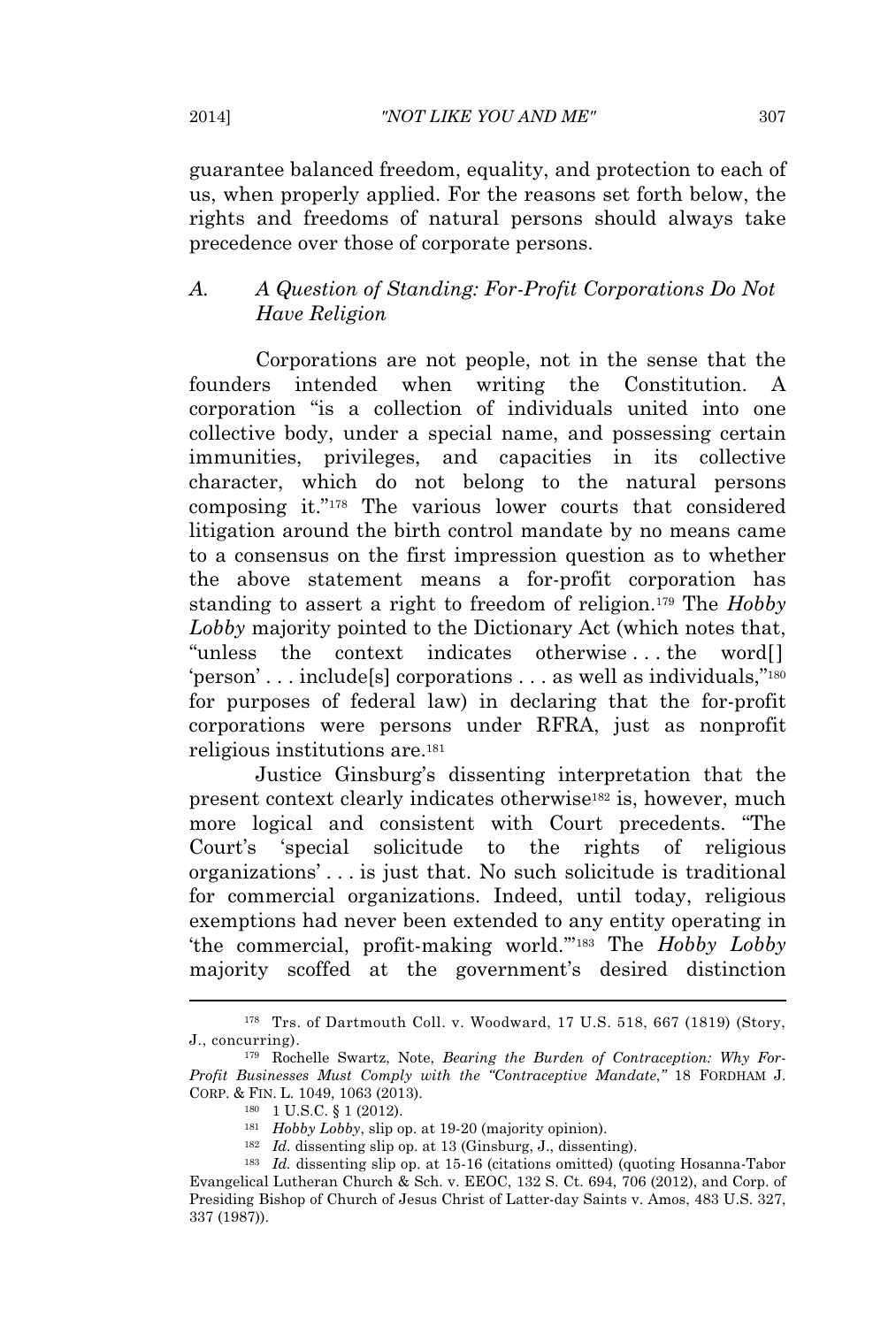guarantee balanced freedom, equality, and protection to each of us, when properly applied. For the reasons set forth below, the rights and freedoms of natural persons should always take precedence over those of corporate persons.

### A. A Question of Standing: For-Profit Corporations Do Not Have Religion

Corporations are not people, not in the sense that the founders intended when writing the Constitution. A corporation "is a collection of individuals united into one collective body, under a special name, and possessing certain immunities, privileges, and capacities in its collective character, which do not belong to the natural persons composing it."[178] The various lower courts that considered litigation around the birth control mandate by no means came to a consensus on the first impression question as to whether the above statement means a for-profit corporation has standing to assert a right to freedom of religion.[179] The *Hobby Lobby* majority pointed to the Dictionary Act (which notes that, "unless the context indicates otherwise . . . the word[] 'person' . . . include[s] corporations . . . as well as individuals,"[180] for purposes of federal law) in declaring that the for-profit corporations were persons under RFRA, just as nonprofit religious institutions are.[181]

Justice Ginsburg's dissenting interpretation that the present context clearly indicates otherwise[182] is, however, much more logical and consistent with Court precedents. "The Court's 'special solicitude to the rights of religious organizations' . . . is just that. No such solicitude is traditional for commercial organizations. Indeed, until today, religious exemptions had never been extended to any entity operating in 'the commercial, profit-making world.'"[183] The *Hobby Lobby* majority scoffed at the government's desired distinction

---

[178] Trs. of Dartmouth Coll. v. Woodward, 17 U.S. 518, 667 (1819) (Story, J., concurring).

[179] Rochelle Swartz, Note, *Bearing the Burden of Contraception: Why For-Profit Businesses Must Comply with the "Contraceptive Mandate,"* 18 FORDHAM J. CORP. & FIN. L. 1049, 1063 (2013).

[180] 1 U.S.C. § 1 (2012).

[181] *Hobby Lobby*, slip op. at 19-20 (majority opinion).

[182] *Id.* dissenting slip op. at 13 (Ginsburg, J., dissenting).

[183] *Id.* dissenting slip op. at 15-16 (citations omitted) (quoting Hosanna-Tabor Evangelical Lutheran Church & Sch. v. EEOC, 132 S. Ct. 694, 706 (2012), and Corp. of Presiding Bishop of Church of Jesus Christ of Latter-day Saints v. Amos, 483 U.S. 327, 337 (1987)).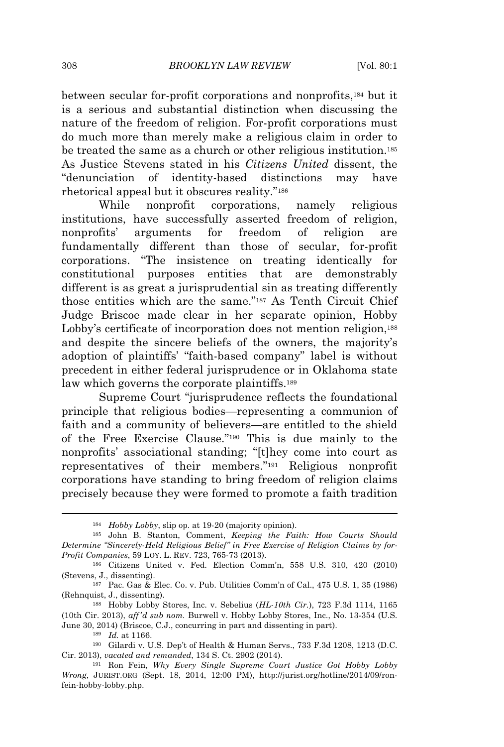between secular for-profit corporations and nonprofits,[184] but it is a serious and substantial distinction when discussing the nature of the freedom of religion. For-profit corporations must do much more than merely make a religious claim in order to be treated the same as a church or other religious institution.[185] As Justice Stevens stated in his *Citizens United* dissent, the "denunciation of identity-based distinctions may have rhetorical appeal but it obscures reality."[186]

While nonprofit corporations, namely religious institutions, have successfully asserted freedom of religion, nonprofits' arguments for freedom of religion are fundamentally different than those of secular, for-profit corporations. "The insistence on treating identically for constitutional purposes entities that are demonstrably different is as great a jurisprudential sin as treating differently those entities which are the same."[187] As Tenth Circuit Chief Judge Briscoe made clear in her separate opinion, Hobby Lobby's certificate of incorporation does not mention religion,[188] and despite the sincere beliefs of the owners, the majority's adoption of plaintiffs' "faith-based company" label is without precedent in either federal jurisprudence or in Oklahoma state law which governs the corporate plaintiffs.[189]

Supreme Court "jurisprudence reflects the foundational principle that religious bodies—representing a communion of faith and a community of believers—are entitled to the shield of the Free Exercise Clause."[190] This is due mainly to the nonprofits' associational standing; "[t]hey come into court as representatives of their members."[191] Religious nonprofit corporations have standing to bring freedom of religion claims precisely because they were formed to promote a faith tradition

---

[184] *Hobby Lobby*, slip op. at 19-20 (majority opinion).

[185] John B. Stanton, Comment, *Keeping the Faith: How Courts Should Determine "Sincerely-Held Religious Belief" in Free Exercise of Religion Claims by for-Profit Companies*, 59 LOY. L. REV. 723, 765-73 (2013).

[186] Citizens United v. Fed. Election Comm'n, 558 U.S. 310, 420 (2010) (Stevens, J., dissenting).

[187] Pac. Gas & Elec. Co. v. Pub. Utilities Comm'n of Cal., 475 U.S. 1, 35 (1986) (Rehnquist, J., dissenting).

[188] Hobby Lobby Stores, Inc. v. Sebelius (*HL-10th Cir.*), 723 F.3d 1114, 1165 (10th Cir. 2013), *aff'd sub nom.* Burwell v. Hobby Lobby Stores, Inc., No. 13-354 (U.S. June 30, 2014) (Briscoe, C.J., concurring in part and dissenting in part).

[189] *Id.* at 1166.

[190] Gilardi v. U.S. Dep't of Health & Human Servs., 733 F.3d 1208, 1213 (D.C. Cir. 2013), *vacated and remanded*, 134 S. Ct. 2902 (2014).

[191] Ron Fein, *Why Every Single Supreme Court Justice Got Hobby Lobby Wrong*, JURIST.ORG (Sept. 18, 2014, 12:00 PM), http://jurist.org/hotline/2014/09/ron-fein-hobby-lobby.php.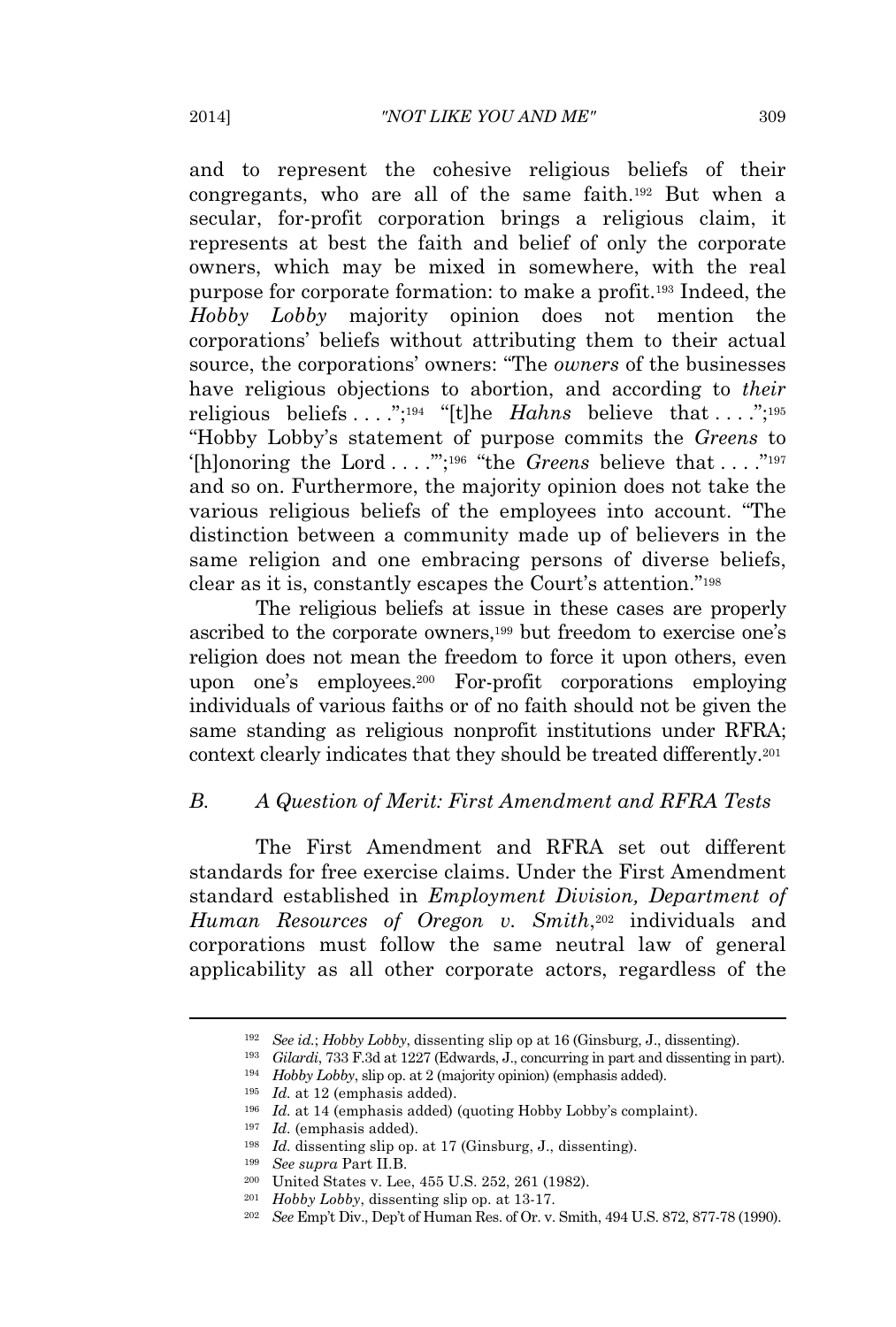and to represent the cohesive religious beliefs of their congregants, who are all of the same faith.[192] But when a secular, for-profit corporation brings a religious claim, it represents at best the faith and belief of only the corporate owners, which may be mixed in somewhere, with the real purpose for corporate formation: to make a profit.[193] Indeed, the *Hobby Lobby* majority opinion does not mention the corporations' beliefs without attributing them to their actual source, the corporations' owners: "The *owners* of the businesses have religious objections to abortion, and according to *their* religious beliefs . . . .";[194] "[t]he *Hahns* believe that . . . .";[195] "Hobby Lobby's statement of purpose commits the *Greens* to '[h]onoring the Lord . . . .'";[196] "the *Greens* believe that . . . ."[197] and so on. Furthermore, the majority opinion does not take the various religious beliefs of the employees into account. "The distinction between a community made up of believers in the same religion and one embracing persons of diverse beliefs, clear as it is, constantly escapes the Court's attention."[198]

The religious beliefs at issue in these cases are properly ascribed to the corporate owners,[199] but freedom to exercise one's religion does not mean the freedom to force it upon others, even upon one's employees.[200] For-profit corporations employing individuals of various faiths or of no faith should not be given the same standing as religious nonprofit institutions under RFRA; context clearly indicates that they should be treated differently.[201]

### *B. A Question of Merit: First Amendment and RFRA Tests*

The First Amendment and RFRA set out different standards for free exercise claims. Under the First Amendment standard established in *Employment Division, Department of Human Resources of Oregon v. Smith*,[202] individuals and corporations must follow the same neutral law of general applicability as all other corporate actors, regardless of the

---

[192] *See id.*; *Hobby Lobby*, dissenting slip op at 16 (Ginsburg, J., dissenting).

[193] *Gilardi*, 733 F.3d at 1227 (Edwards, J., concurring in part and dissenting in part).

[194] *Hobby Lobby*, slip op. at 2 (majority opinion) (emphasis added).

[195] *Id.* at 12 (emphasis added).

[196] *Id.* at 14 (emphasis added) (quoting Hobby Lobby's complaint).

[197] *Id.* (emphasis added).

[198] *Id.* dissenting slip op. at 17 (Ginsburg, J., dissenting).

[199] *See supra* Part II.B.

[200] United States v. Lee, 455 U.S. 252, 261 (1982).

[201] *Hobby Lobby*, dissenting slip op. at 13-17.

[202] *See* Emp't Div., Dep't of Human Res. of Or. v. Smith, 494 U.S. 872, 877-78 (1990).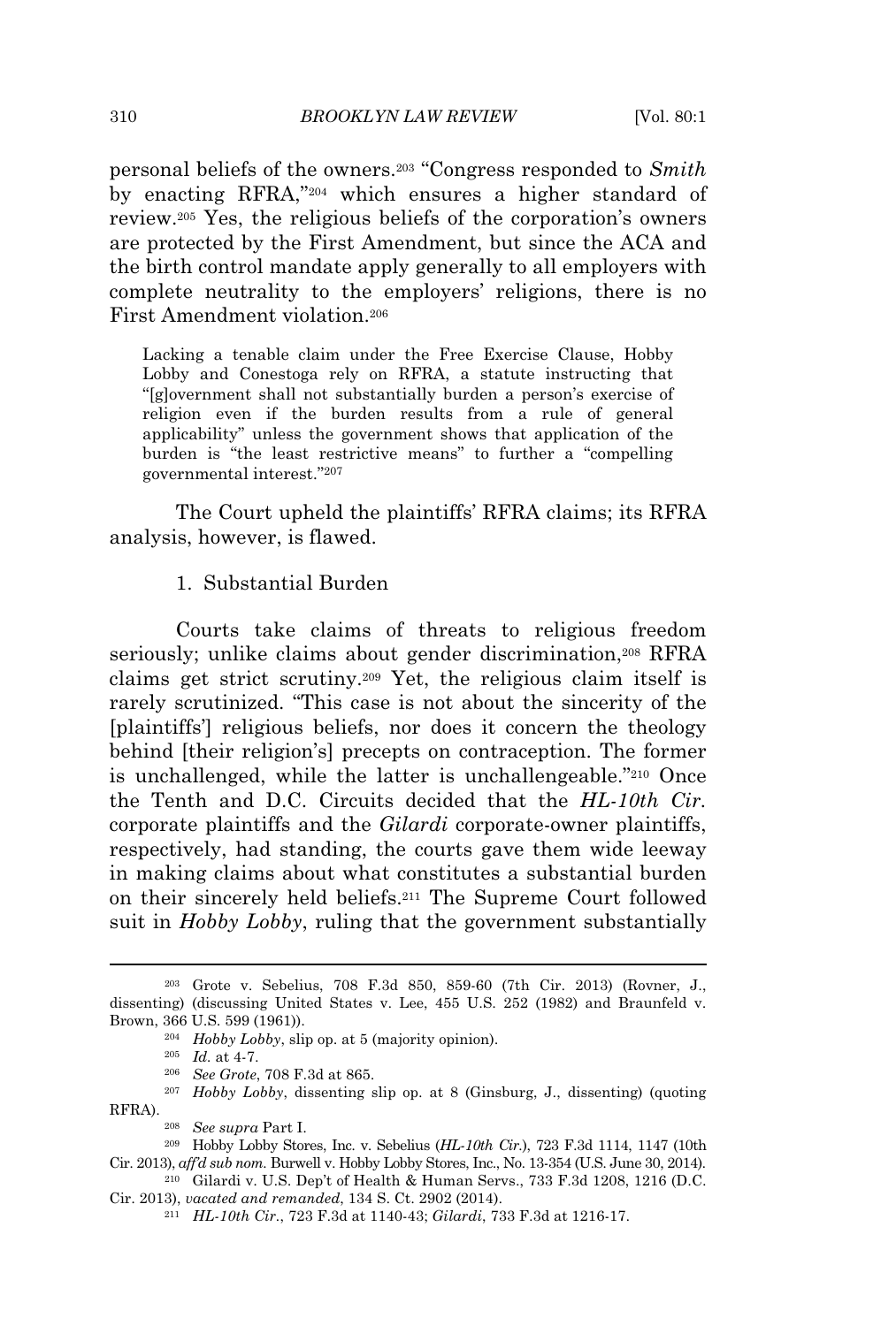personal beliefs of the owners.[203] "Congress responded to *Smith* by enacting RFRA,"[204] which ensures a higher standard of review.[205] Yes, the religious beliefs of the corporation's owners are protected by the First Amendment, but since the ACA and the birth control mandate apply generally to all employers with complete neutrality to the employers' religions, there is no First Amendment violation.[206]

> Lacking a tenable claim under the Free Exercise Clause, Hobby Lobby and Conestoga rely on RFRA, a statute instructing that "[g]overnment shall not substantially burden a person's exercise of religion even if the burden results from a rule of general applicability" unless the government shows that application of the burden is "the least restrictive means" to further a "compelling governmental interest."[207]

The Court upheld the plaintiffs' RFRA claims; its RFRA analysis, however, is flawed.

### 1. Substantial Burden

Courts take claims of threats to religious freedom seriously; unlike claims about gender discrimination,[208] RFRA claims get strict scrutiny.[209] Yet, the religious claim itself is rarely scrutinized. "This case is not about the sincerity of the [plaintiffs'] religious beliefs, nor does it concern the theology behind [their religion's] precepts on contraception. The former is unchallenged, while the latter is unchallengeable."[210] Once the Tenth and D.C. Circuits decided that the *HL-10th Cir.* corporate plaintiffs and the *Gilardi* corporate-owner plaintiffs, respectively, had standing, the courts gave them wide leeway in making claims about what constitutes a substantial burden on their sincerely held beliefs.[211] The Supreme Court followed suit in *Hobby Lobby*, ruling that the government substantially

---

[203] Grote v. Sebelius, 708 F.3d 850, 859-60 (7th Cir. 2013) (Rovner, J., dissenting) (discussing United States v. Lee, 455 U.S. 252 (1982) and Braunfeld v. Brown, 366 U.S. 599 (1961)).

[204] *Hobby Lobby*, slip op. at 5 (majority opinion).

[205] *Id.* at 4-7.

[206] *See Grote*, 708 F.3d at 865.

[207] *Hobby Lobby*, dissenting slip op. at 8 (Ginsburg, J., dissenting) (quoting RFRA).

[208] *See supra* Part I.

[209] Hobby Lobby Stores, Inc. v. Sebelius (*HL-10th Cir.*), 723 F.3d 1114, 1147 (10th Cir. 2013), *aff'd sub nom.* Burwell v. Hobby Lobby Stores, Inc., No. 13-354 (U.S. June 30, 2014).

[210] Gilardi v. U.S. Dep't of Health & Human Servs., 733 F.3d 1208, 1216 (D.C. Cir. 2013), *vacated and remanded*, 134 S. Ct. 2902 (2014).

[211] *HL-10th Cir.*, 723 F.3d at 1140-43; *Gilardi*, 733 F.3d at 1216-17.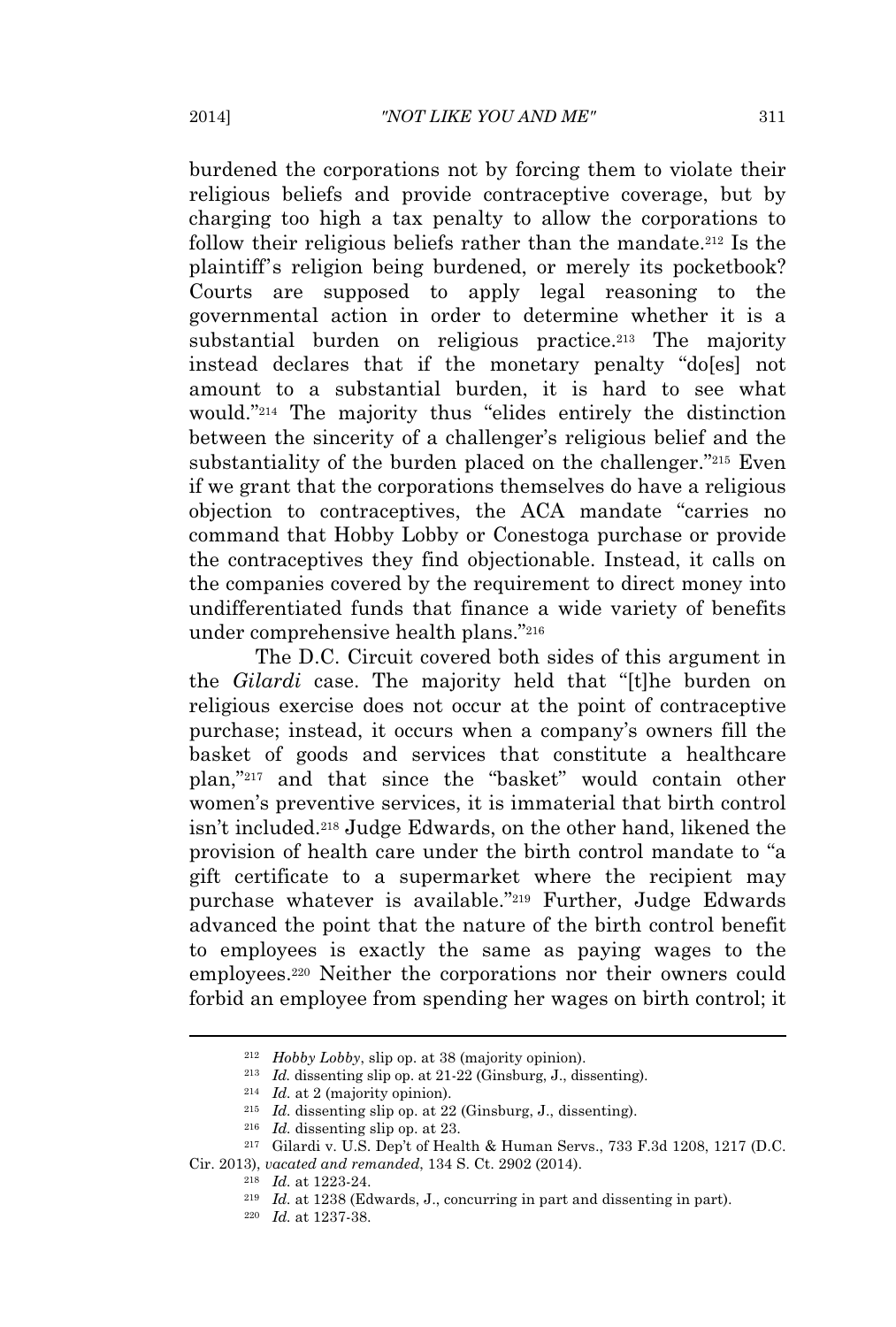burdened the corporations not by forcing them to violate their religious beliefs and provide contraceptive coverage, but by charging too high a tax penalty to allow the corporations to follow their religious beliefs rather than the mandate.[212] Is the plaintiff's religion being burdened, or merely its pocketbook? Courts are supposed to apply legal reasoning to the governmental action in order to determine whether it is a substantial burden on religious practice.[213] The majority instead declares that if the monetary penalty "do[es] not amount to a substantial burden, it is hard to see what would."[214] The majority thus "elides entirely the distinction between the sincerity of a challenger's religious belief and the substantiality of the burden placed on the challenger."[215] Even if we grant that the corporations themselves do have a religious objection to contraceptives, the ACA mandate "carries no command that Hobby Lobby or Conestoga purchase or provide the contraceptives they find objectionable. Instead, it calls on the companies covered by the requirement to direct money into undifferentiated funds that finance a wide variety of benefits under comprehensive health plans."[216]

The D.C. Circuit covered both sides of this argument in the *Gilardi* case. The majority held that "[t]he burden on religious exercise does not occur at the point of contraceptive purchase; instead, it occurs when a company's owners fill the basket of goods and services that constitute a healthcare plan,"[217] and that since the "basket" would contain other women's preventive services, it is immaterial that birth control isn't included.[218] Judge Edwards, on the other hand, likened the provision of health care under the birth control mandate to "a gift certificate to a supermarket where the recipient may purchase whatever is available."[219] Further, Judge Edwards advanced the point that the nature of the birth control benefit to employees is exactly the same as paying wages to the employees.[220] Neither the corporations nor their owners could forbid an employee from spending her wages on birth control; it

---

[212] *Hobby Lobby*, slip op. at 38 (majority opinion).

[213] *Id.* dissenting slip op. at 21-22 (Ginsburg, J., dissenting).

[214] *Id.* at 2 (majority opinion).

[215] *Id.* dissenting slip op. at 22 (Ginsburg, J., dissenting).

[216] *Id.* dissenting slip op. at 23.

[217] Gilardi v. U.S. Dep't of Health & Human Servs., 733 F.3d 1208, 1217 (D.C. Cir. 2013), *vacated and remanded*, 134 S. Ct. 2902 (2014).

[218] *Id.* at 1223-24.

[219] *Id.* at 1238 (Edwards, J., concurring in part and dissenting in part).

[220] *Id.* at 1237-38.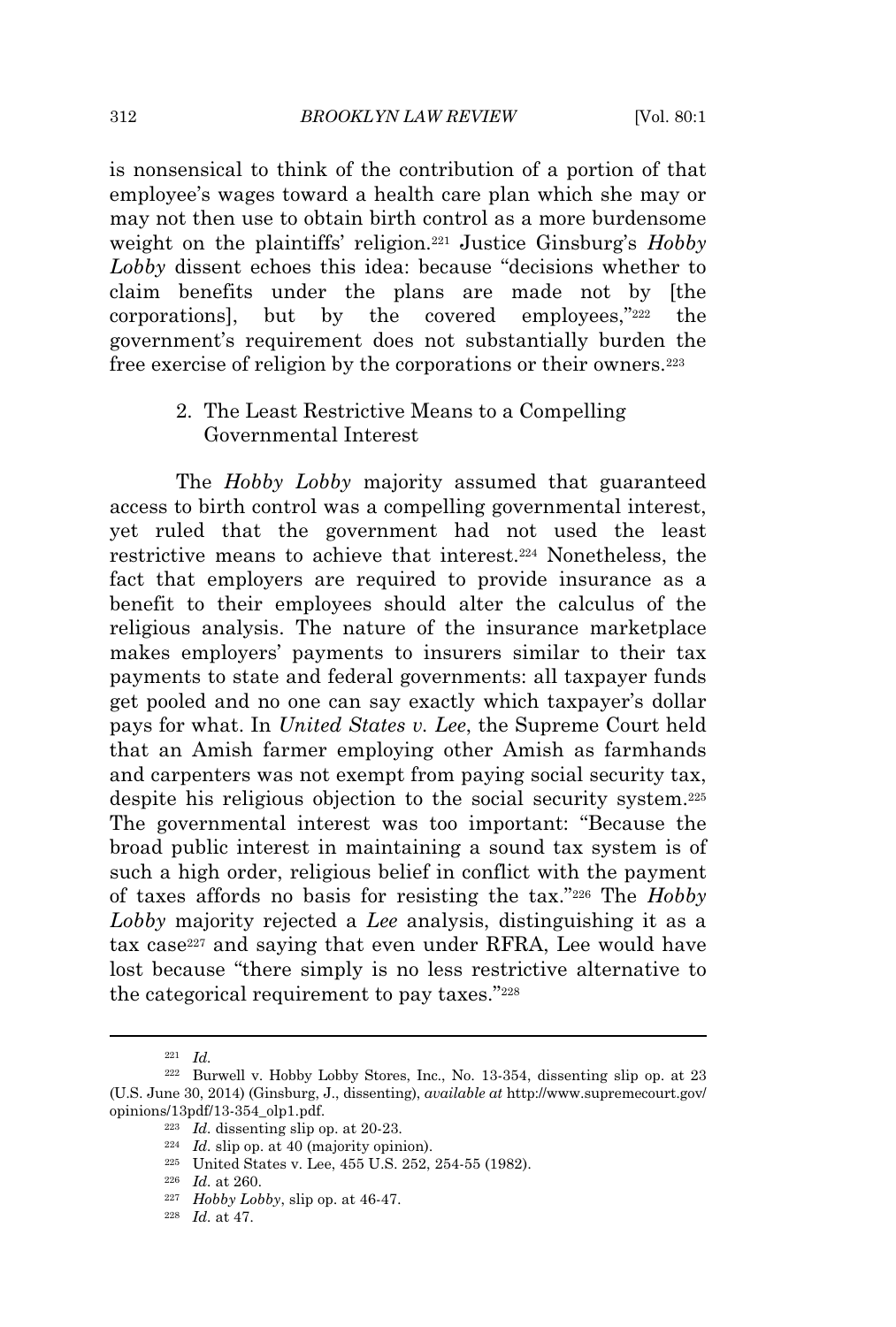is nonsensical to think of the contribution of a portion of that employee's wages toward a health care plan which she may or may not then use to obtain birth control as a more burdensome weight on the plaintiffs' religion.[221] Justice Ginsburg's *Hobby Lobby* dissent echoes this idea: because "decisions whether to claim benefits under the plans are made not by [the corporations], but by the covered employees,"[222] the government's requirement does not substantially burden the free exercise of religion by the corporations or their owners.[223]

### 2. The Least Restrictive Means to a Compelling Governmental Interest

The *Hobby Lobby* majority assumed that guaranteed access to birth control was a compelling governmental interest, yet ruled that the government had not used the least restrictive means to achieve that interest.[224] Nonetheless, the fact that employers are required to provide insurance as a benefit to their employees should alter the calculus of the religious analysis. The nature of the insurance marketplace makes employers' payments to insurers similar to their tax payments to state and federal governments: all taxpayer funds get pooled and no one can say exactly which taxpayer's dollar pays for what. In *United States v. Lee*, the Supreme Court held that an Amish farmer employing other Amish as farmhands and carpenters was not exempt from paying social security tax, despite his religious objection to the social security system.[225] The governmental interest was too important: "Because the broad public interest in maintaining a sound tax system is of such a high order, religious belief in conflict with the payment of taxes affords no basis for resisting the tax."[226] The *Hobby Lobby* majority rejected a *Lee* analysis, distinguishing it as a tax case[227] and saying that even under RFRA, Lee would have lost because "there simply is no less restrictive alternative to the categorical requirement to pay taxes."[228]

---

[221] *Id.*

[222] Burwell v. Hobby Lobby Stores, Inc., No. 13-354, dissenting slip op. at 23 (U.S. June 30, 2014) (Ginsburg, J., dissenting), *available at* http://www.supremecourt.gov/opinions/13pdf/13-354_olp1.pdf.

[223] *Id.* dissenting slip op. at 20-23.

[224] *Id.* slip op. at 40 (majority opinion).

[225] United States v. Lee, 455 U.S. 252, 254-55 (1982).

[226] *Id.* at 260.

[227] *Hobby Lobby*, slip op. at 46-47.

[228] *Id.* at 47.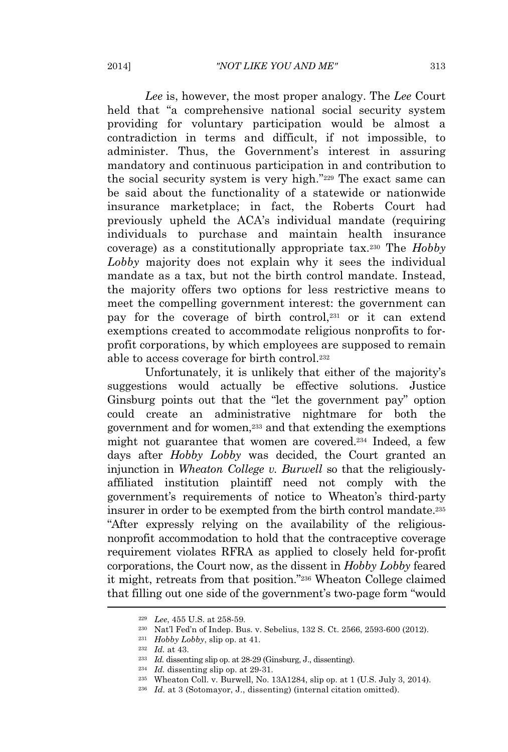*Lee* is, however, the most proper analogy. The *Lee* Court held that "a comprehensive national social security system providing for voluntary participation would be almost a contradiction in terms and difficult, if not impossible, to administer. Thus, the Government's interest in assuring mandatory and continuous participation in and contribution to the social security system is very high."[229] The exact same can be said about the functionality of a statewide or nationwide insurance marketplace; in fact, the Roberts Court had previously upheld the ACA's individual mandate (requiring individuals to purchase and maintain health insurance coverage) as a constitutionally appropriate tax.[230] The *Hobby Lobby* majority does not explain why it sees the individual mandate as a tax, but not the birth control mandate. Instead, the majority offers two options for less restrictive means to meet the compelling government interest: the government can pay for the coverage of birth control,[231] or it can extend exemptions created to accommodate religious nonprofits to for-profit corporations, by which employees are supposed to remain able to access coverage for birth control.[232]

Unfortunately, it is unlikely that either of the majority's suggestions would actually be effective solutions. Justice Ginsburg points out that the "let the government pay" option could create an administrative nightmare for both the government and for women,[233] and that extending the exemptions might not guarantee that women are covered.[234] Indeed, a few days after *Hobby Lobby* was decided, the Court granted an injunction in *Wheaton College v. Burwell* so that the religiously-affiliated institution plaintiff need not comply with the government's requirements of notice to Wheaton's third-party insurer in order to be exempted from the birth control mandate.[235] "After expressly relying on the availability of the religious-nonprofit accommodation to hold that the contraceptive coverage requirement violates RFRA as applied to closely held for-profit corporations, the Court now, as the dissent in *Hobby Lobby* feared it might, retreats from that position."[236] Wheaton College claimed that filling out one side of the government's two-page form "would

---

[229] *Lee*, 455 U.S. at 258-59.

[230] Nat'l Fed'n of Indep. Bus. v. Sebelius, 132 S. Ct. 2566, 2593-600 (2012).

[231] *Hobby Lobby*, slip op. at 41.

[232] *Id.* at 43.

[233] *Id.* dissenting slip op. at 28-29 (Ginsburg, J., dissenting).

[234] *Id.* dissenting slip op. at 29-31.

[235] Wheaton Coll. v. Burwell, No. 13A1284, slip op. at 1 (U.S. July 3, 2014).

[236] *Id.* at 3 (Sotomayor, J., dissenting) (internal citation omitted).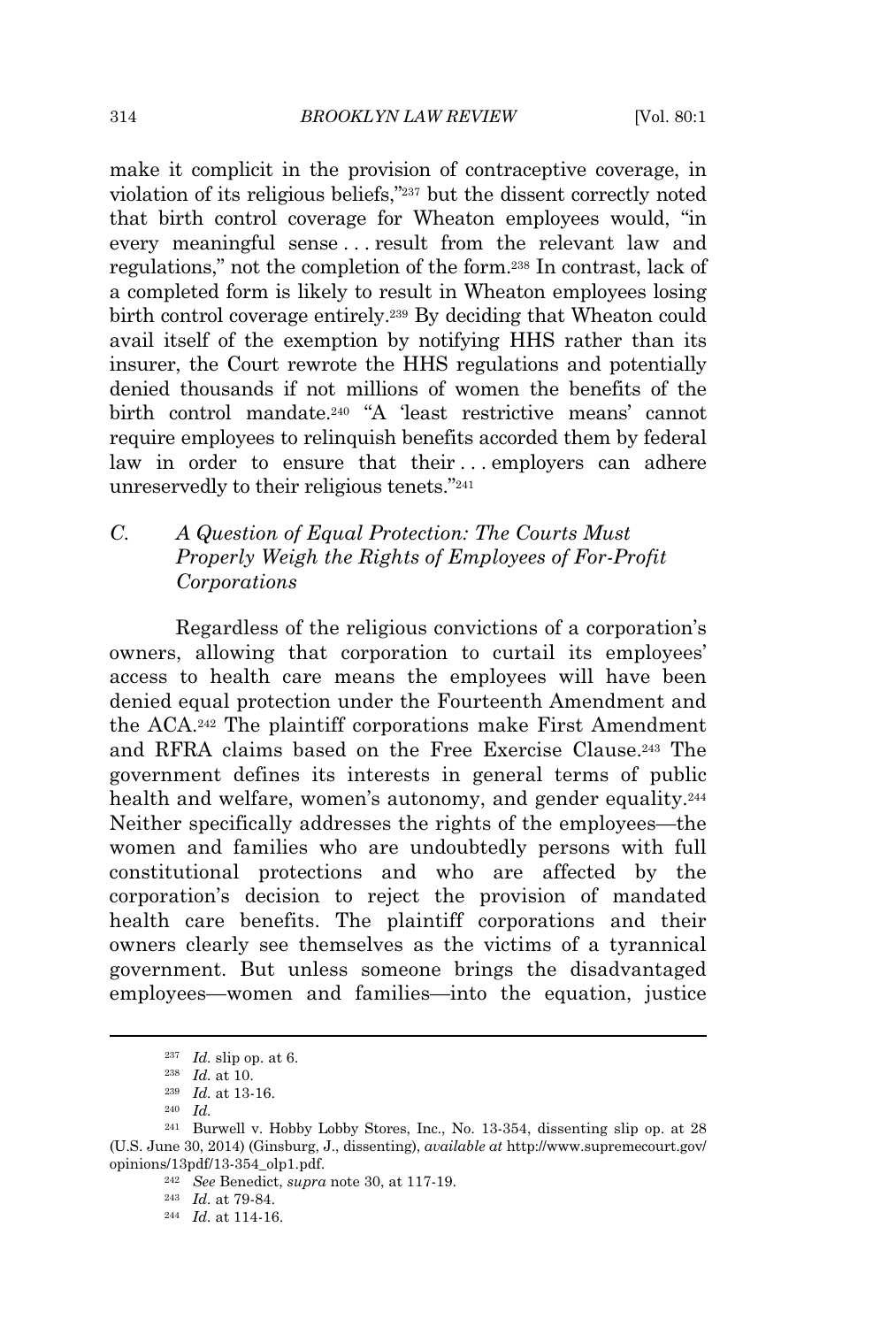make it complicit in the provision of contraceptive coverage, in violation of its religious beliefs,"[237] but the dissent correctly noted that birth control coverage for Wheaton employees would, "in every meaningful sense . . . result from the relevant law and regulations," not the completion of the form.[238] In contrast, lack of a completed form is likely to result in Wheaton employees losing birth control coverage entirely.[239] By deciding that Wheaton could avail itself of the exemption by notifying HHS rather than its insurer, the Court rewrote the HHS regulations and potentially denied thousands if not millions of women the benefits of the birth control mandate.[240] "A 'least restrictive means' cannot require employees to relinquish benefits accorded them by federal law in order to ensure that their . . . employers can adhere unreservedly to their religious tenets."[241]

### C. *A Question of Equal Protection: The Courts Must Properly Weigh the Rights of Employees of For-Profit Corporations*

Regardless of the religious convictions of a corporation's owners, allowing that corporation to curtail its employees' access to health care means the employees will have been denied equal protection under the Fourteenth Amendment and the ACA.[242] The plaintiff corporations make First Amendment and RFRA claims based on the Free Exercise Clause.[243] The government defines its interests in general terms of public health and welfare, women's autonomy, and gender equality.[244] Neither specifically addresses the rights of the employees—the women and families who are undoubtedly persons with full constitutional protections and who are affected by the corporation's decision to reject the provision of mandated health care benefits. The plaintiff corporations and their owners clearly see themselves as the victims of a tyrannical government. But unless someone brings the disadvantaged employees—women and families—into the equation, justice

---

[237] *Id.* slip op. at 6.

[238] *Id.* at 10.

[239] *Id.* at 13-16.

[240] *Id.*

[241] Burwell v. Hobby Lobby Stores, Inc., No. 13-354, dissenting slip op. at 28 (U.S. June 30, 2014) (Ginsburg, J., dissenting), *available at* http://www.supremecourt.gov/opinions/13pdf/13-354_olp1.pdf.

[242] *See* Benedict, *supra* note 30, at 117-19.

[243] *Id.* at 79-84.

[244] *Id.* at 114-16.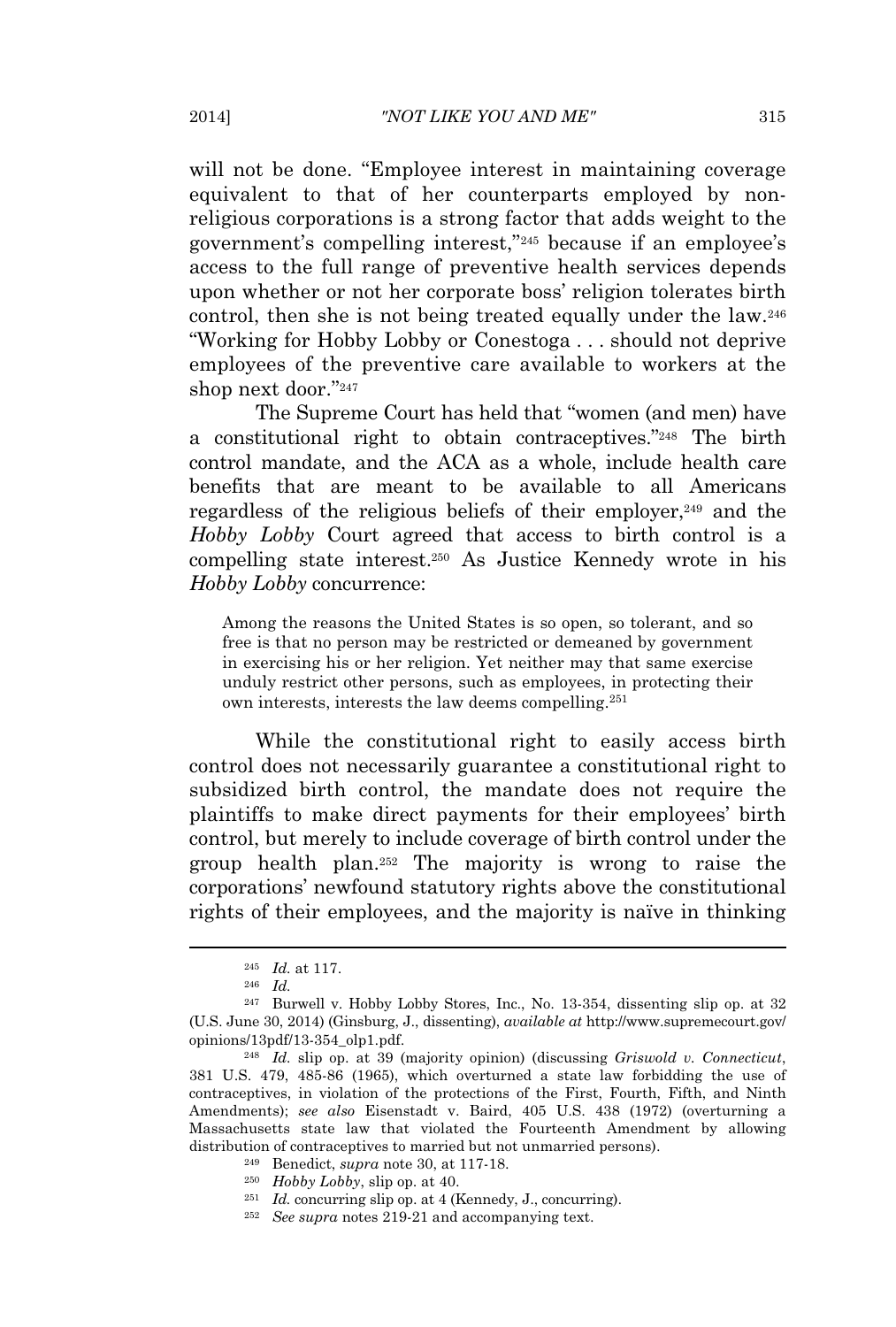will not be done. "Employee interest in maintaining coverage equivalent to that of her counterparts employed by non-religious corporations is a strong factor that adds weight to the government's compelling interest,"[245] because if an employee's access to the full range of preventive health services depends upon whether or not her corporate boss' religion tolerates birth control, then she is not being treated equally under the law.[246] "Working for Hobby Lobby or Conestoga . . . should not deprive employees of the preventive care available to workers at the shop next door."[247]

The Supreme Court has held that "women (and men) have a constitutional right to obtain contraceptives."[248] The birth control mandate, and the ACA as a whole, include health care benefits that are meant to be available to all Americans regardless of the religious beliefs of their employer,[249] and the *Hobby Lobby* Court agreed that access to birth control is a compelling state interest.[250] As Justice Kennedy wrote in his *Hobby Lobby* concurrence:

> Among the reasons the United States is so open, so tolerant, and so free is that no person may be restricted or demeaned by government in exercising his or her religion. Yet neither may that same exercise unduly restrict other persons, such as employees, in protecting their own interests, interests the law deems compelling.[251]

While the constitutional right to easily access birth control does not necessarily guarantee a constitutional right to subsidized birth control, the mandate does not require the plaintiffs to make direct payments for their employees' birth control, but merely to include coverage of birth control under the group health plan.[252] The majority is wrong to raise the corporations' newfound statutory rights above the constitutional rights of their employees, and the majority is naïve in thinking

---

[245] *Id.* at 117.

[246] *Id.*

[247] Burwell v. Hobby Lobby Stores, Inc., No. 13-354, dissenting slip op. at 32 (U.S. June 30, 2014) (Ginsburg, J., dissenting), *available at* http://www.supremecourt.gov/opinions/13pdf/13-354_olp1.pdf.

[248] *Id.* slip op. at 39 (majority opinion) (discussing *Griswold v. Connecticut*, 381 U.S. 479, 485-86 (1965), which overturned a state law forbidding the use of contraceptives, in violation of the protections of the First, Fourth, Fifth, and Ninth Amendments); *see also* Eisenstadt v. Baird, 405 U.S. 438 (1972) (overturning a Massachusetts state law that violated the Fourteenth Amendment by allowing distribution of contraceptives to married but not unmarried persons).

[249] Benedict, *supra* note 30, at 117-18.

[250] *Hobby Lobby*, slip op. at 40.

[251] *Id.* concurring slip op. at 4 (Kennedy, J., concurring).

[252] *See supra* notes 219-21 and accompanying text.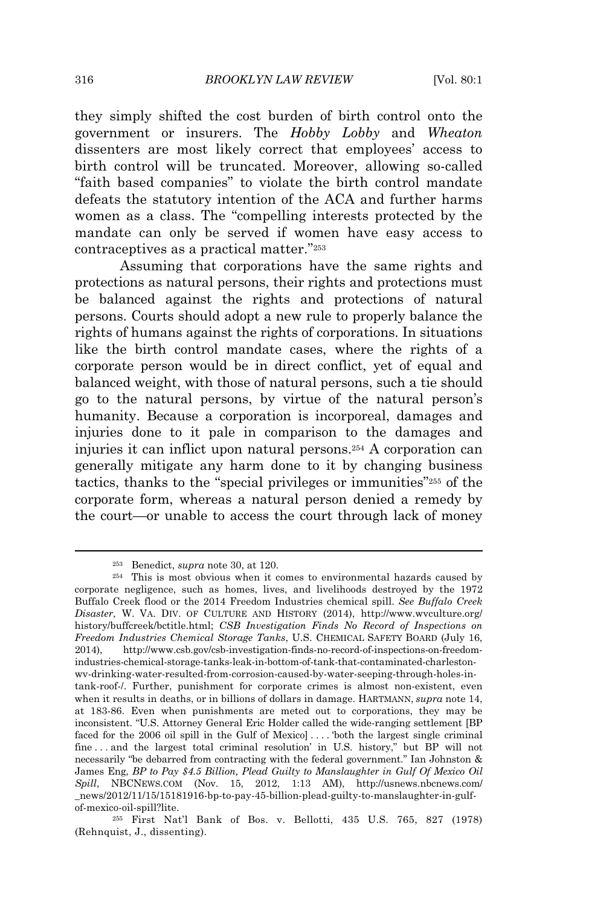they simply shifted the cost burden of birth control onto the government or insurers. The *Hobby Lobby* and *Wheaton* dissenters are most likely correct that employees' access to birth control will be truncated. Moreover, allowing so-called "faith based companies" to violate the birth control mandate defeats the statutory intention of the ACA and further harms women as a class. The "compelling interests protected by the mandate can only be served if women have easy access to contraceptives as a practical matter."[253]

Assuming that corporations have the same rights and protections as natural persons, their rights and protections must be balanced against the rights and protections of natural persons. Courts should adopt a new rule to properly balance the rights of humans against the rights of corporations. In situations like the birth control mandate cases, where the rights of a corporate person would be in direct conflict, yet of equal and balanced weight, with those of natural persons, such a tie should go to the natural persons, by virtue of the natural person's humanity. Because a corporation is incorporeal, damages and injuries done to it pale in comparison to the damages and injuries it can inflict upon natural persons.[254] A corporation can generally mitigate any harm done to it by changing business tactics, thanks to the "special privileges or immunities"[255] of the corporate form, whereas a natural person denied a remedy by the court—or unable to access the court through lack of money

---

[253] Benedict, *supra* note 30, at 120.

[254] This is most obvious when it comes to environmental hazards caused by corporate negligence, such as homes, lives, and livelihoods destroyed by the 1972 Buffalo Creek flood or the 2014 Freedom Industries chemical spill. *See Buffalo Creek Disaster*, W. VA. DIV. OF CULTURE AND HISTORY (2014), http://www.wvculture.org/history/buffcreek/bctitle.html; *CSB Investigation Finds No Record of Inspections on Freedom Industries Chemical Storage Tanks*, U.S. CHEMICAL SAFETY BOARD (July 16, 2014), http://www.csb.gov/csb-investigation-finds-no-record-of-inspections-on-freedom-industries-chemical-storage-tanks-leak-in-bottom-of-tank-that-contaminated-charleston-wv-drinking-water-resulted-from-corrosion-caused-by-water-seeping-through-holes-in-tank-roof-/. Further, punishment for corporate crimes is almost non-existent, even when it results in deaths, or in billions of dollars in damage. HARTMANN, *supra* note 14, at 183-86. Even when punishments are meted out to corporations, they may be inconsistent. "U.S. Attorney General Eric Holder called the wide-ranging settlement [BP faced for the 2006 oil spill in the Gulf of Mexico] . . . . 'both the largest single criminal fine . . . and the largest total criminal resolution' in U.S. history," but BP will not necessarily "be debarred from contracting with the federal government." Ian Johnston & James Eng, *BP to Pay $4.5 Billion, Plead Guilty to Manslaughter in Gulf Of Mexico Oil Spill*, NBCNEWS.COM (Nov. 15, 2012, 1:13 AM), http://usnews.nbcnews.com/_news/2012/11/15/15181916-bp-to-pay-45-billion-plead-guilty-to-manslaughter-in-gulf-of-mexico-oil-spill?lite.

[255] First Nat'l Bank of Bos. v. Bellotti, 435 U.S. 765, 827 (1978) (Rehnquist, J., dissenting).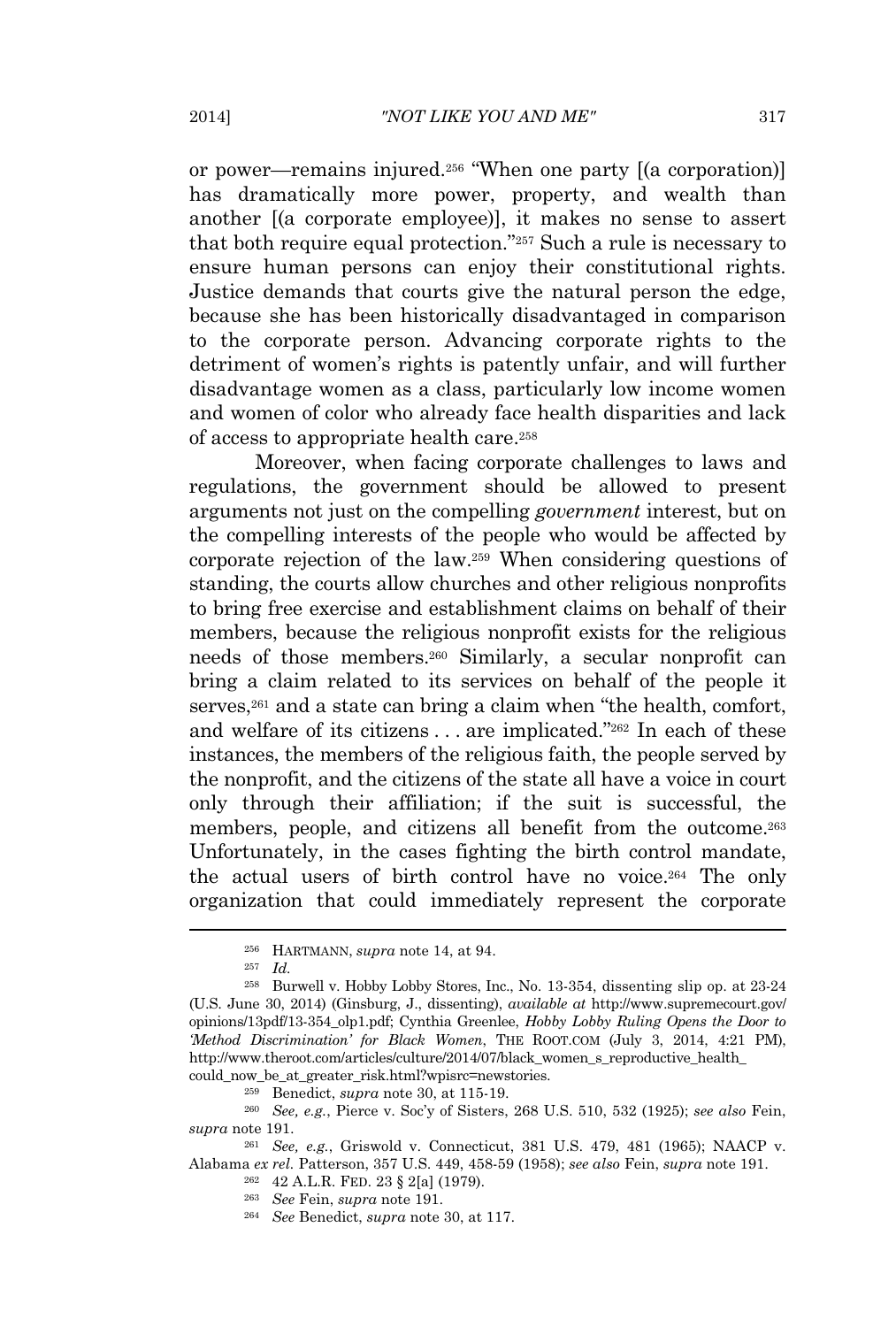or power—remains injured.[256] "When one party [(a corporation)] has dramatically more power, property, and wealth than another [(a corporate employee)], it makes no sense to assert that both require equal protection."[257] Such a rule is necessary to ensure human persons can enjoy their constitutional rights. Justice demands that courts give the natural person the edge, because she has been historically disadvantaged in comparison to the corporate person. Advancing corporate rights to the detriment of women's rights is patently unfair, and will further disadvantage women as a class, particularly low income women and women of color who already face health disparities and lack of access to appropriate health care.[258]

Moreover, when facing corporate challenges to laws and regulations, the government should be allowed to present arguments not just on the compelling *government* interest, but on the compelling interests of the people who would be affected by corporate rejection of the law.[259] When considering questions of standing, the courts allow churches and other religious nonprofits to bring free exercise and establishment claims on behalf of their members, because the religious nonprofit exists for the religious needs of those members.[260] Similarly, a secular nonprofit can bring a claim related to its services on behalf of the people it serves,[261] and a state can bring a claim when "the health, comfort, and welfare of its citizens . . . are implicated."[262] In each of these instances, the members of the religious faith, the people served by the nonprofit, and the citizens of the state all have a voice in court only through their affiliation; if the suit is successful, the members, people, and citizens all benefit from the outcome.[263] Unfortunately, in the cases fighting the birth control mandate, the actual users of birth control have no voice.[264] The only organization that could immediately represent the corporate

---

[256] HARTMANN, *supra* note 14, at 94.

[257] *Id.*

[258] Burwell v. Hobby Lobby Stores, Inc., No. 13-354, dissenting slip op. at 23-24 (U.S. June 30, 2014) (Ginsburg, J., dissenting), *available at* http://www.supremecourt.gov/opinions/13pdf/13-354_olp1.pdf; Cynthia Greenlee, *Hobby Lobby Ruling Opens the Door to 'Method Discrimination' for Black Women*, THE ROOT.COM (July 3, 2014, 4:21 PM), http://www.theroot.com/articles/culture/2014/07/black_women_s_reproductive_health_could_now_be_at_greater_risk.html?wpisrc=newstories.

[259] Benedict, *supra* note 30, at 115-19.

[260] *See, e.g.*, Pierce v. Soc'y of Sisters, 268 U.S. 510, 532 (1925); *see also* Fein, *supra* note 191.

[261] *See, e.g.*, Griswold v. Connecticut, 381 U.S. 479, 481 (1965); NAACP v. Alabama *ex rel.* Patterson, 357 U.S. 449, 458-59 (1958); *see also* Fein, *supra* note 191.

[262] 42 A.L.R. FED. 23 § 2[a] (1979).

[263] *See* Fein, *supra* note 191.

[264] *See* Benedict, *supra* note 30, at 117.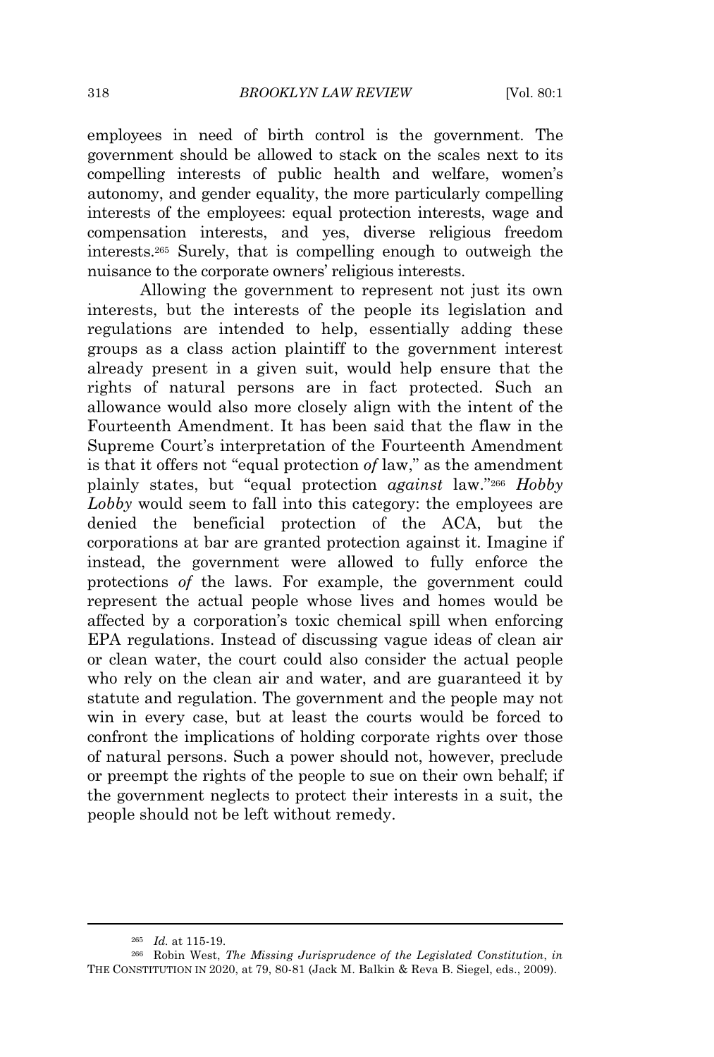employees in need of birth control is the government. The government should be allowed to stack on the scales next to its compelling interests of public health and welfare, women's autonomy, and gender equality, the more particularly compelling interests of the employees: equal protection interests, wage and compensation interests, and yes, diverse religious freedom interests.[265] Surely, that is compelling enough to outweigh the nuisance to the corporate owners' religious interests.

Allowing the government to represent not just its own interests, but the interests of the people its legislation and regulations are intended to help, essentially adding these groups as a class action plaintiff to the government interest already present in a given suit, would help ensure that the rights of natural persons are in fact protected. Such an allowance would also more closely align with the intent of the Fourteenth Amendment. It has been said that the flaw in the Supreme Court's interpretation of the Fourteenth Amendment is that it offers not "equal protection *of* law," as the amendment plainly states, but "equal protection *against* law."[266] *Hobby Lobby* would seem to fall into this category: the employees are denied the beneficial protection of the ACA, but the corporations at bar are granted protection against it. Imagine if instead, the government were allowed to fully enforce the protections *of* the laws. For example, the government could represent the actual people whose lives and homes would be affected by a corporation's toxic chemical spill when enforcing EPA regulations. Instead of discussing vague ideas of clean air or clean water, the court could also consider the actual people who rely on the clean air and water, and are guaranteed it by statute and regulation. The government and the people may not win in every case, but at least the courts would be forced to confront the implications of holding corporate rights over those of natural persons. Such a power should not, however, preclude or preempt the rights of the people to sue on their own behalf; if the government neglects to protect their interests in a suit, the people should not be left without remedy.

---

[265] *Id.* at 115-19.

[266] Robin West, *The Missing Jurisprudence of the Legislated Constitution*, *in* THE CONSTITUTION IN 2020, at 79, 80-81 (Jack M. Balkin & Reva B. Siegel, eds., 2009).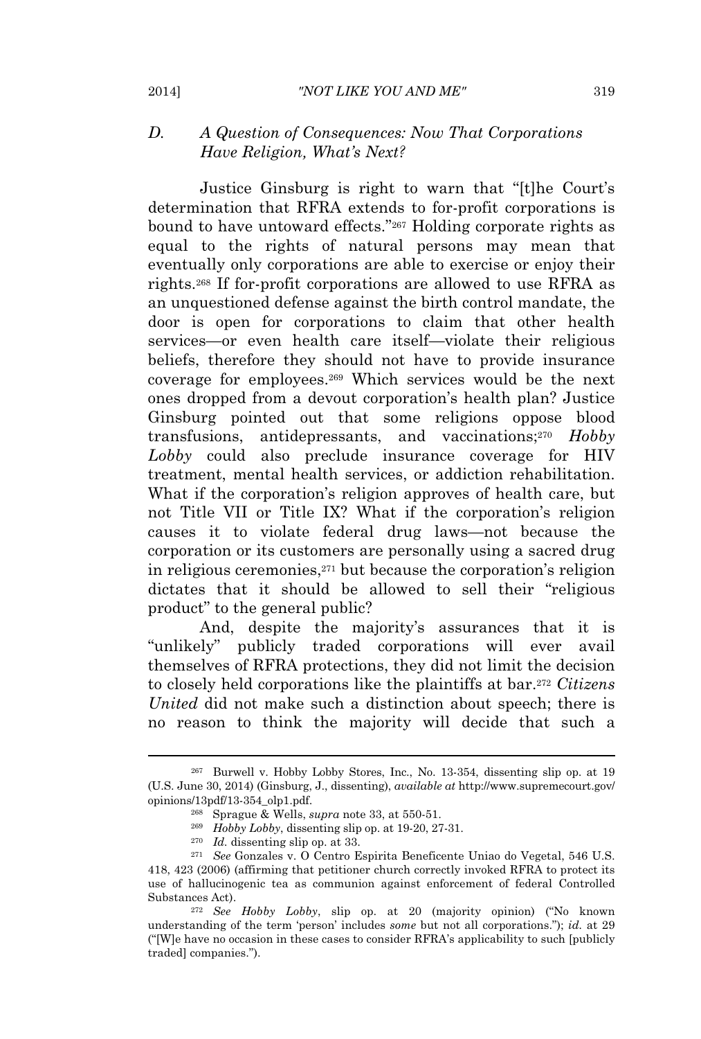### D. *A Question of Consequences: Now That Corporations Have Religion, What's Next?*

Justice Ginsburg is right to warn that "[t]he Court's determination that RFRA extends to for-profit corporations is bound to have untoward effects."[267] Holding corporate rights as equal to the rights of natural persons may mean that eventually only corporations are able to exercise or enjoy their rights.[268] If for-profit corporations are allowed to use RFRA as an unquestioned defense against the birth control mandate, the door is open for corporations to claim that other health services—or even health care itself—violate their religious beliefs, therefore they should not have to provide insurance coverage for employees.[269] Which services would be the next ones dropped from a devout corporation's health plan? Justice Ginsburg pointed out that some religions oppose blood transfusions, antidepressants, and vaccinations;[270] *Hobby Lobby* could also preclude insurance coverage for HIV treatment, mental health services, or addiction rehabilitation. What if the corporation's religion approves of health care, but not Title VII or Title IX? What if the corporation's religion causes it to violate federal drug laws—not because the corporation or its customers are personally using a sacred drug in religious ceremonies,[271] but because the corporation's religion dictates that it should be allowed to sell their "religious product" to the general public?

And, despite the majority's assurances that it is "unlikely" publicly traded corporations will ever avail themselves of RFRA protections, they did not limit the decision to closely held corporations like the plaintiffs at bar.[272] *Citizens United* did not make such a distinction about speech; there is no reason to think the majority will decide that such a

---

[267] Burwell v. Hobby Lobby Stores, Inc., No. 13-354, dissenting slip op. at 19 (U.S. June 30, 2014) (Ginsburg, J., dissenting), *available at* http://www.supremecourt.gov/opinions/13pdf/13-354_olp1.pdf.

[268] Sprague & Wells, *supra* note 33, at 550-51.

[269] *Hobby Lobby*, dissenting slip op. at 19-20, 27-31.

[270] *Id.* dissenting slip op. at 33.

[271] *See* Gonzales v. O Centro Espirita Beneficente Uniao do Vegetal, 546 U.S. 418, 423 (2006) (affirming that petitioner church correctly invoked RFRA to protect its use of hallucinogenic tea as communion against enforcement of federal Controlled Substances Act).

[272] *See Hobby Lobby*, slip op. at 20 (majority opinion) ("No known understanding of the term 'person' includes *some* but not all corporations."); *id.* at 29 ("[W]e have no occasion in these cases to consider RFRA's applicability to such [publicly traded] companies.").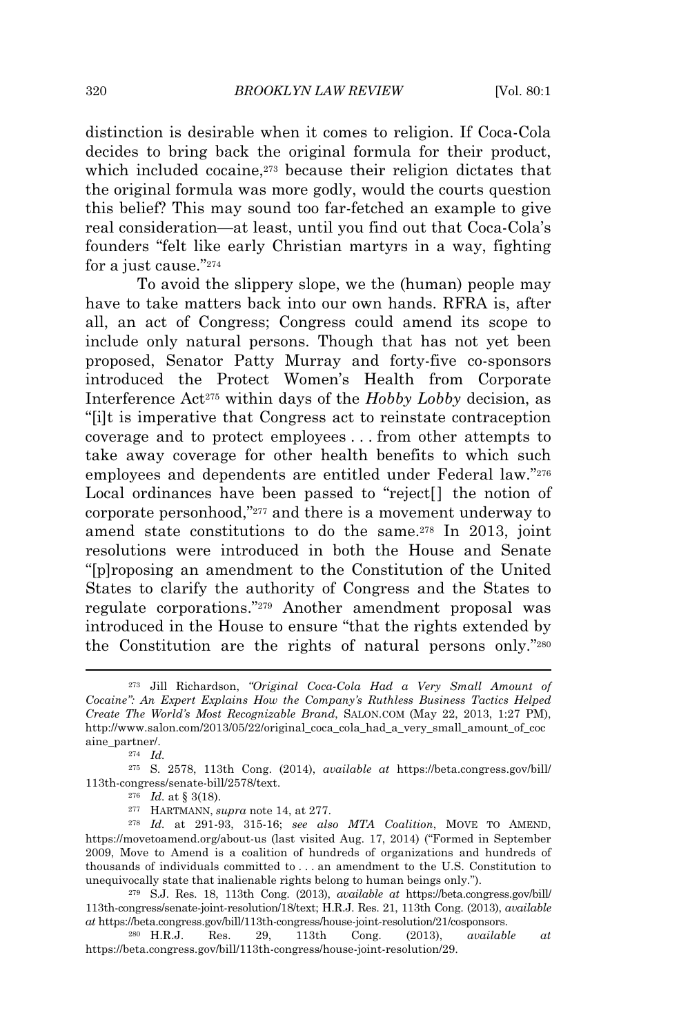distinction is desirable when it comes to religion. If Coca-Cola decides to bring back the original formula for their product, which included cocaine,[273] because their religion dictates that the original formula was more godly, would the courts question this belief? This may sound too far-fetched an example to give real consideration—at least, until you find out that Coca-Cola's founders "felt like early Christian martyrs in a way, fighting for a just cause."[274]

To avoid the slippery slope, we the (human) people may have to take matters back into our own hands. RFRA is, after all, an act of Congress; Congress could amend its scope to include only natural persons. Though that has not yet been proposed, Senator Patty Murray and forty-five co-sponsors introduced the Protect Women's Health from Corporate Interference Act[275] within days of the *Hobby Lobby* decision, as "[i]t is imperative that Congress act to reinstate contraception coverage and to protect employees . . . from other attempts to take away coverage for other health benefits to which such employees and dependents are entitled under Federal law."[276] Local ordinances have been passed to "reject[] the notion of corporate personhood,"[277] and there is a movement underway to amend state constitutions to do the same.[278] In 2013, joint resolutions were introduced in both the House and Senate "[p]roposing an amendment to the Constitution of the United States to clarify the authority of Congress and the States to regulate corporations."[279] Another amendment proposal was introduced in the House to ensure "that the rights extended by the Constitution are the rights of natural persons only."[280]

---

[273] Jill Richardson, *"Original Coca-Cola Had a Very Small Amount of Cocaine": An Expert Explains How the Company's Ruthless Business Tactics Helped Create The World's Most Recognizable Brand*, SALON.COM (May 22, 2013, 1:27 PM), http://www.salon.com/2013/05/22/original_coca_cola_had_a_very_small_amount_of_cocaine_partner/.

[274] *Id.*

[275] S. 2578, 113th Cong. (2014), *available at* https://beta.congress.gov/bill/113th-congress/senate-bill/2578/text.

[276] *Id.* at § 3(18).

[277] HARTMANN, *supra* note 14, at 277.

[278] *Id.* at 291-93, 315-16; *see also MTA Coalition*, MOVE TO AMEND, https://movetoamend.org/about-us (last visited Aug. 17, 2014) ("Formed in September 2009, Move to Amend is a coalition of hundreds of organizations and hundreds of thousands of individuals committed to . . . an amendment to the U.S. Constitution to unequivocally state that inalienable rights belong to human beings only.").

[279] S.J. Res. 18, 113th Cong. (2013), *available at* https://beta.congress.gov/bill/113th-congress/senate-joint-resolution/18/text; H.R.J. Res. 21, 113th Cong. (2013), *available at* https://beta.congress.gov/bill/113th-congress/house-joint-resolution/21/cosponsors.

[280] H.R.J. Res. 29, 113th Cong. (2013), *available at* https://beta.congress.gov/bill/113th-congress/house-joint-resolution/29.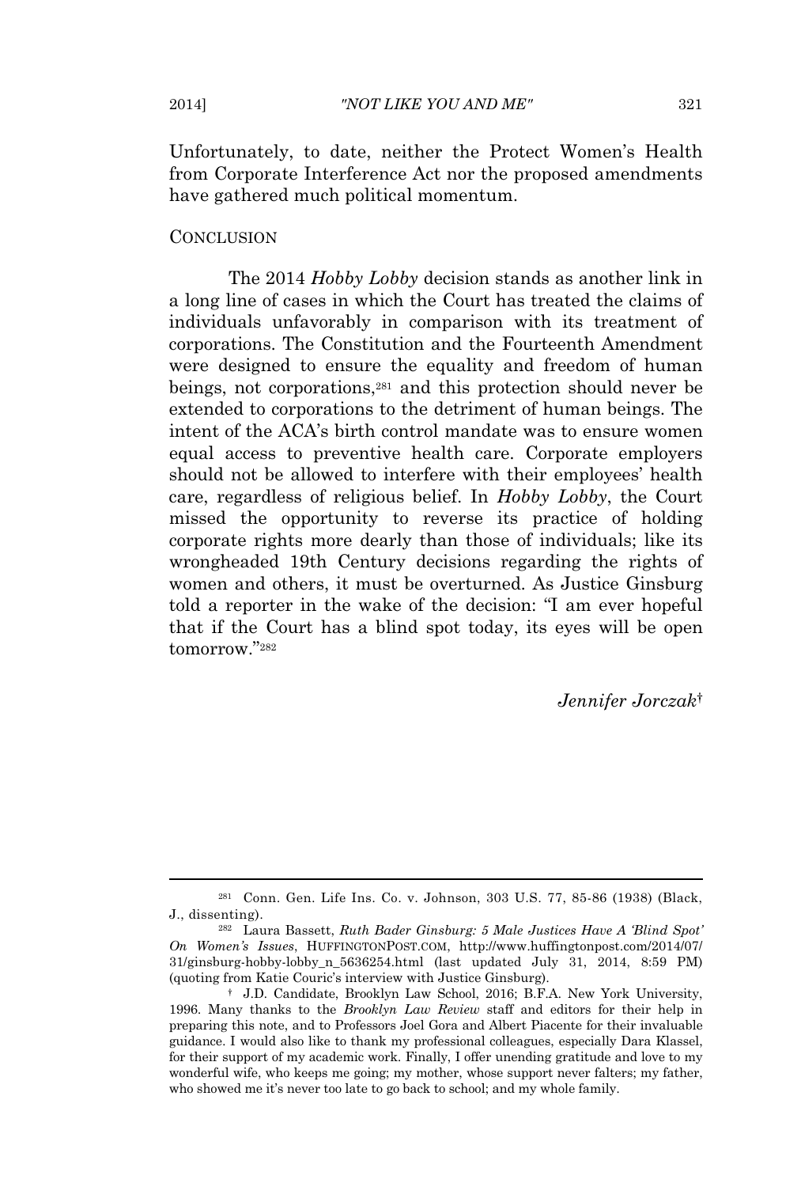Unfortunately, to date, neither the Protect Women's Health from Corporate Interference Act nor the proposed amendments have gathered much political momentum.

## CONCLUSION

The 2014 *Hobby Lobby* decision stands as another link in a long line of cases in which the Court has treated the claims of individuals unfavorably in comparison with its treatment of corporations. The Constitution and the Fourteenth Amendment were designed to ensure the equality and freedom of human beings, not corporations,[281] and this protection should never be extended to corporations to the detriment of human beings. The intent of the ACA's birth control mandate was to ensure women equal access to preventive health care. Corporate employers should not be allowed to interfere with their employees' health care, regardless of religious belief. In *Hobby Lobby*, the Court missed the opportunity to reverse its practice of holding corporate rights more dearly than those of individuals; like its wrongheaded 19th Century decisions regarding the rights of women and others, it must be overturned. As Justice Ginsburg told a reporter in the wake of the decision: "I am ever hopeful that if the Court has a blind spot today, its eyes will be open tomorrow."[282]

*Jennifer Jorczak*[†]

---

[281] Conn. Gen. Life Ins. Co. v. Johnson, 303 U.S. 77, 85-86 (1938) (Black, J., dissenting).

[282] Laura Bassett, *Ruth Bader Ginsburg: 5 Male Justices Have A 'Blind Spot' On Women's Issues*, HUFFINGTONPOST.COM, http://www.huffingtonpost.com/2014/07/31/ginsburg-hobby-lobby_n_5636254.html (last updated July 31, 2014, 8:59 PM) (quoting from Katie Couric's interview with Justice Ginsburg).

[†] J.D. Candidate, Brooklyn Law School, 2016; B.F.A. New York University, 1996. Many thanks to the *Brooklyn Law Review* staff and editors for their help in preparing this note, and to Professors Joel Gora and Albert Piacente for their invaluable guidance. I would also like to thank my professional colleagues, especially Dara Klassel, for their support of my academic work. Finally, I offer unending gratitude and love to my wonderful wife, who keeps me going; my mother, whose support never falters; my father, who showed me it's never too late to go back to school; and my whole family.